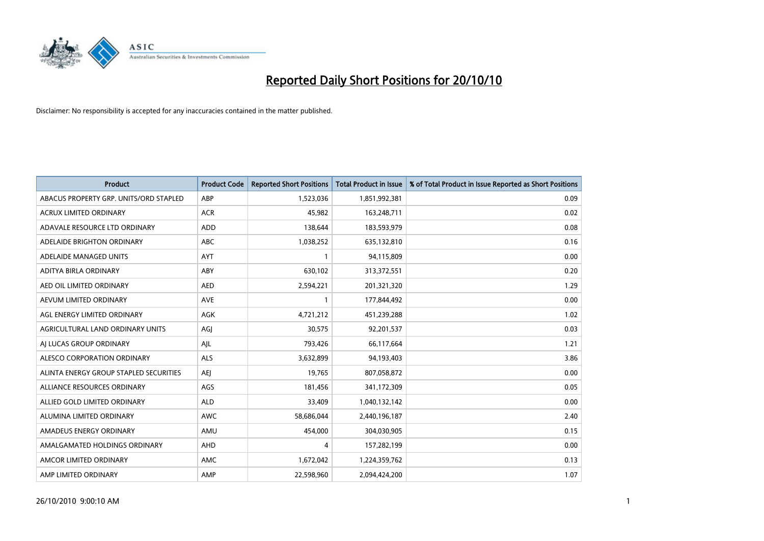# Reported Daily Short Positions for 20/10/10

Disclaimer: No responsibility is accepted for any inaccuracies contained in the matter published.

| Product | Product Code | Reported Short Positions | Total Product in Issue | % of Total Product in Issue Reported as Short Positions |
|---|---|---|---|---|
| ABACUS PROPERTY GRP. UNITS/ORD STAPLED | ABP | 1,523,036 | 1,851,992,381 | 0.09 |
| ACRUX LIMITED ORDINARY | ACR | 45,982 | 163,248,711 | 0.02 |
| ADAVALE RESOURCE LTD ORDINARY | ADD | 138,644 | 183,593,979 | 0.08 |
| ADELAIDE BRIGHTON ORDINARY | ABC | 1,038,252 | 635,132,810 | 0.16 |
| ADELAIDE MANAGED UNITS | AYT | 1 | 94,115,809 | 0.00 |
| ADITYA BIRLA ORDINARY | ABY | 630,102 | 313,372,551 | 0.20 |
| AED OIL LIMITED ORDINARY | AED | 2,594,221 | 201,321,320 | 1.29 |
| AEVUM LIMITED ORDINARY | AVE | 1 | 177,844,492 | 0.00 |
| AGL ENERGY LIMITED ORDINARY | AGK | 4,721,212 | 451,239,288 | 1.02 |
| AGRICULTURAL LAND ORDINARY UNITS | AGJ | 30,575 | 92,201,537 | 0.03 |
| AJ LUCAS GROUP ORDINARY | AJL | 793,426 | 66,117,664 | 1.21 |
| ALESCO CORPORATION ORDINARY | ALS | 3,632,899 | 94,193,403 | 3.86 |
| ALINTA ENERGY GROUP STAPLED SECURITIES | AEJ | 19,765 | 807,058,872 | 0.00 |
| ALLIANCE RESOURCES ORDINARY | AGS | 181,456 | 341,172,309 | 0.05 |
| ALLIED GOLD LIMITED ORDINARY | ALD | 33,409 | 1,040,132,142 | 0.00 |
| ALUMINA LIMITED ORDINARY | AWC | 58,686,044 | 2,440,196,187 | 2.40 |
| AMADEUS ENERGY ORDINARY | AMU | 454,000 | 304,030,905 | 0.15 |
| AMALGAMATED HOLDINGS ORDINARY | AHD | 4 | 157,282,199 | 0.00 |
| AMCOR LIMITED ORDINARY | AMC | 1,672,042 | 1,224,359,762 | 0.13 |
| AMP LIMITED ORDINARY | AMP | 22,598,960 | 2,094,424,200 | 1.07 |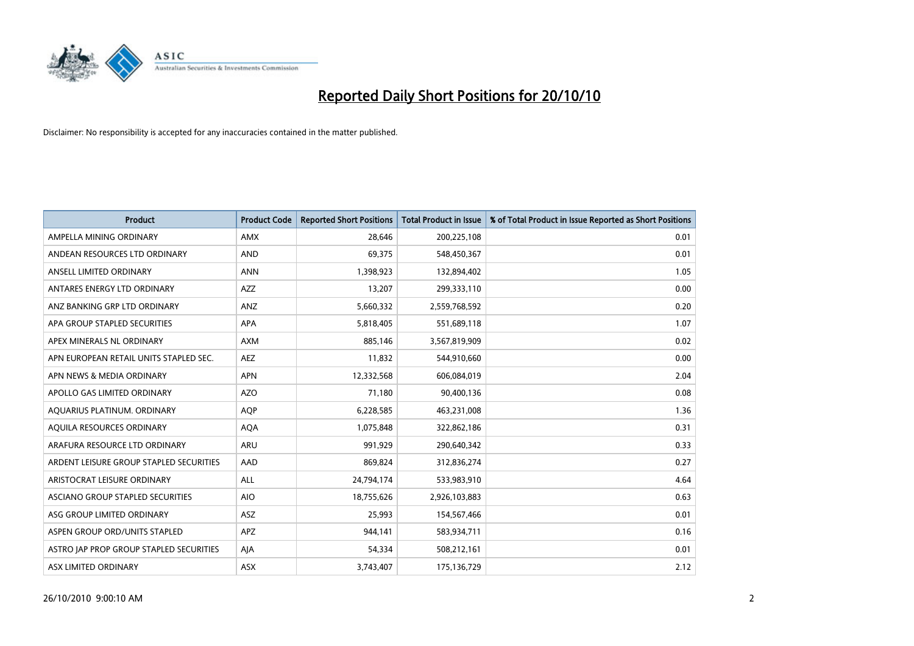# Reported Daily Short Positions for 20/10/10

Disclaimer: No responsibility is accepted for any inaccuracies contained in the matter published.

| Product | Product Code | Reported Short Positions | Total Product in Issue | % of Total Product in Issue Reported as Short Positions |
|---|---|---|---|---|
| AMPELLA MINING ORDINARY | AMX | 28,646 | 200,225,108 | 0.01 |
| ANDEAN RESOURCES LTD ORDINARY | AND | 69,375 | 548,450,367 | 0.01 |
| ANSELL LIMITED ORDINARY | ANN | 1,398,923 | 132,894,402 | 1.05 |
| ANTARES ENERGY LTD ORDINARY | AZZ | 13,207 | 299,333,110 | 0.00 |
| ANZ BANKING GRP LTD ORDINARY | ANZ | 5,660,332 | 2,559,768,592 | 0.20 |
| APA GROUP STAPLED SECURITIES | APA | 5,818,405 | 551,689,118 | 1.07 |
| APEX MINERALS NL ORDINARY | AXM | 885,146 | 3,567,819,909 | 0.02 |
| APN EUROPEAN RETAIL UNITS STAPLED SEC. | AEZ | 11,832 | 544,910,660 | 0.00 |
| APN NEWS & MEDIA ORDINARY | APN | 12,332,568 | 606,084,019 | 2.04 |
| APOLLO GAS LIMITED ORDINARY | AZO | 71,180 | 90,400,136 | 0.08 |
| AQUARIUS PLATINUM. ORDINARY | AQP | 6,228,585 | 463,231,008 | 1.36 |
| AQUILA RESOURCES ORDINARY | AQA | 1,075,848 | 322,862,186 | 0.31 |
| ARAFURA RESOURCE LTD ORDINARY | ARU | 991,929 | 290,640,342 | 0.33 |
| ARDENT LEISURE GROUP STAPLED SECURITIES | AAD | 869,824 | 312,836,274 | 0.27 |
| ARISTOCRAT LEISURE ORDINARY | ALL | 24,794,174 | 533,983,910 | 4.64 |
| ASCIANO GROUP STAPLED SECURITIES | AIO | 18,755,626 | 2,926,103,883 | 0.63 |
| ASG GROUP LIMITED ORDINARY | ASZ | 25,993 | 154,567,466 | 0.01 |
| ASPEN GROUP ORD/UNITS STAPLED | APZ | 944,141 | 583,934,711 | 0.16 |
| ASTRO JAP PROP GROUP STAPLED SECURITIES | AJA | 54,334 | 508,212,161 | 0.01 |
| ASX LIMITED ORDINARY | ASX | 3,743,407 | 175,136,729 | 2.12 |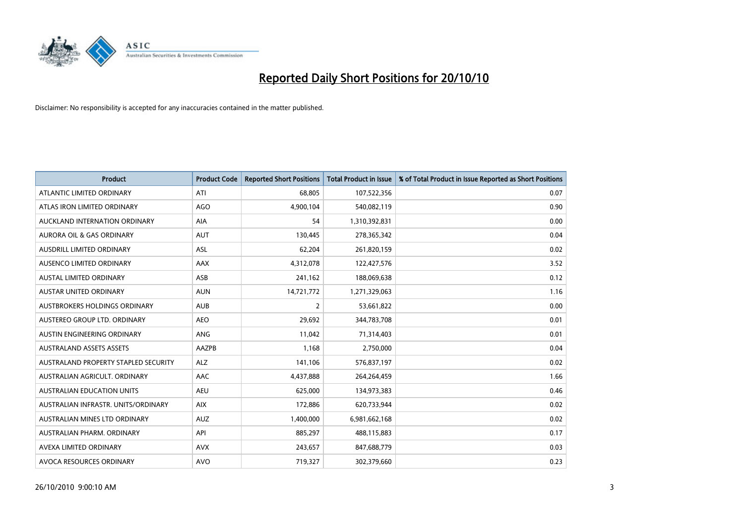# Reported Daily Short Positions for 20/10/10

Disclaimer: No responsibility is accepted for any inaccuracies contained in the matter published.

| Product | Product Code | Reported Short Positions | Total Product in Issue | % of Total Product in Issue Reported as Short Positions |
|---|---|---|---|---|
| ATLANTIC LIMITED ORDINARY | ATI | 68,805 | 107,522,356 | 0.07 |
| ATLAS IRON LIMITED ORDINARY | AGO | 4,900,104 | 540,082,119 | 0.90 |
| AUCKLAND INTERNATION ORDINARY | AIA | 54 | 1,310,392,831 | 0.00 |
| AURORA OIL & GAS ORDINARY | AUT | 130,445 | 278,365,342 | 0.04 |
| AUSDRILL LIMITED ORDINARY | ASL | 62,204 | 261,820,159 | 0.02 |
| AUSENCO LIMITED ORDINARY | AAX | 4,312,078 | 122,427,576 | 3.52 |
| AUSTAL LIMITED ORDINARY | ASB | 241,162 | 188,069,638 | 0.12 |
| AUSTAR UNITED ORDINARY | AUN | 14,721,772 | 1,271,329,063 | 1.16 |
| AUSTBROKERS HOLDINGS ORDINARY | AUB | 2 | 53,661,822 | 0.00 |
| AUSTEREO GROUP LTD. ORDINARY | AEO | 29,692 | 344,783,708 | 0.01 |
| AUSTIN ENGINEERING ORDINARY | ANG | 11,042 | 71,314,403 | 0.01 |
| AUSTRALAND ASSETS ASSETS | AAZPB | 1,168 | 2,750,000 | 0.04 |
| AUSTRALAND PROPERTY STAPLED SECURITY | ALZ | 141,106 | 576,837,197 | 0.02 |
| AUSTRALIAN AGRICULT. ORDINARY | AAC | 4,437,888 | 264,264,459 | 1.66 |
| AUSTRALIAN EDUCATION UNITS | AEU | 625,000 | 134,973,383 | 0.46 |
| AUSTRALIAN INFRASTR. UNITS/ORDINARY | AIX | 172,886 | 620,733,944 | 0.02 |
| AUSTRALIAN MINES LTD ORDINARY | AUZ | 1,400,000 | 6,981,662,168 | 0.02 |
| AUSTRALIAN PHARM. ORDINARY | API | 885,297 | 488,115,883 | 0.17 |
| AVEXA LIMITED ORDINARY | AVX | 243,657 | 847,688,779 | 0.03 |
| AVOCA RESOURCES ORDINARY | AVO | 719,327 | 302,379,660 | 0.23 |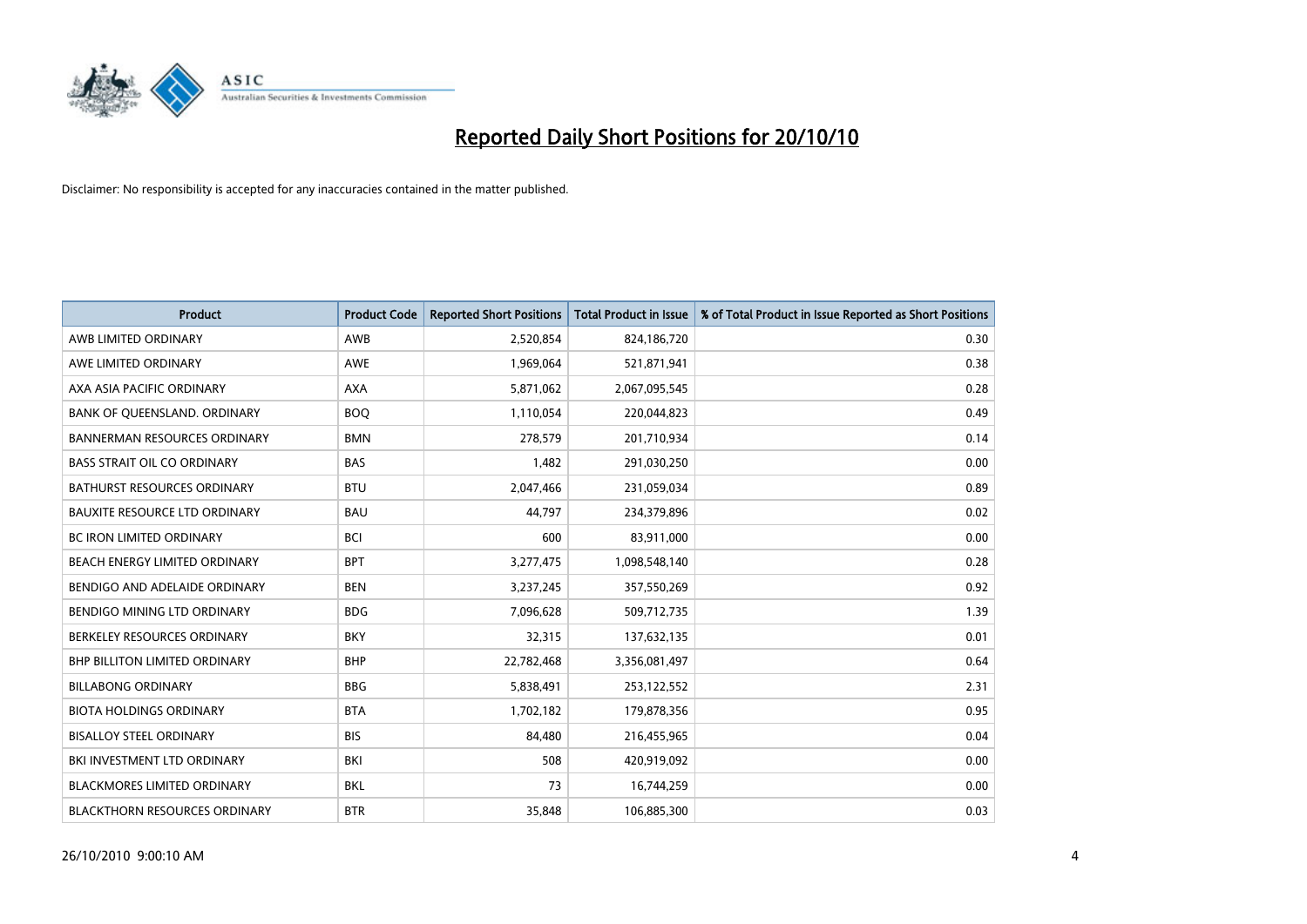# Reported Daily Short Positions for 20/10/10

Disclaimer: No responsibility is accepted for any inaccuracies contained in the matter published.

| Product | Product Code | Reported Short Positions | Total Product in Issue | % of Total Product in Issue Reported as Short Positions |
|---|---|---|---|---|
| AWB LIMITED ORDINARY | AWB | 2,520,854 | 824,186,720 | 0.30 |
| AWE LIMITED ORDINARY | AWE | 1,969,064 | 521,871,941 | 0.38 |
| AXA ASIA PACIFIC ORDINARY | AXA | 5,871,062 | 2,067,095,545 | 0.28 |
| BANK OF QUEENSLAND. ORDINARY | BOQ | 1,110,054 | 220,044,823 | 0.49 |
| BANNERMAN RESOURCES ORDINARY | BMN | 278,579 | 201,710,934 | 0.14 |
| BASS STRAIT OIL CO ORDINARY | BAS | 1,482 | 291,030,250 | 0.00 |
| BATHURST RESOURCES ORDINARY | BTU | 2,047,466 | 231,059,034 | 0.89 |
| BAUXITE RESOURCE LTD ORDINARY | BAU | 44,797 | 234,379,896 | 0.02 |
| BC IRON LIMITED ORDINARY | BCI | 600 | 83,911,000 | 0.00 |
| BEACH ENERGY LIMITED ORDINARY | BPT | 3,277,475 | 1,098,548,140 | 0.28 |
| BENDIGO AND ADELAIDE ORDINARY | BEN | 3,237,245 | 357,550,269 | 0.92 |
| BENDIGO MINING LTD ORDINARY | BDG | 7,096,628 | 509,712,735 | 1.39 |
| BERKELEY RESOURCES ORDINARY | BKY | 32,315 | 137,632,135 | 0.01 |
| BHP BILLITON LIMITED ORDINARY | BHP | 22,782,468 | 3,356,081,497 | 0.64 |
| BILLABONG ORDINARY | BBG | 5,838,491 | 253,122,552 | 2.31 |
| BIOTA HOLDINGS ORDINARY | BTA | 1,702,182 | 179,878,356 | 0.95 |
| BISALLOY STEEL ORDINARY | BIS | 84,480 | 216,455,965 | 0.04 |
| BKI INVESTMENT LTD ORDINARY | BKI | 508 | 420,919,092 | 0.00 |
| BLACKMORES LIMITED ORDINARY | BKL | 73 | 16,744,259 | 0.00 |
| BLACKTHORN RESOURCES ORDINARY | BTR | 35,848 | 106,885,300 | 0.03 |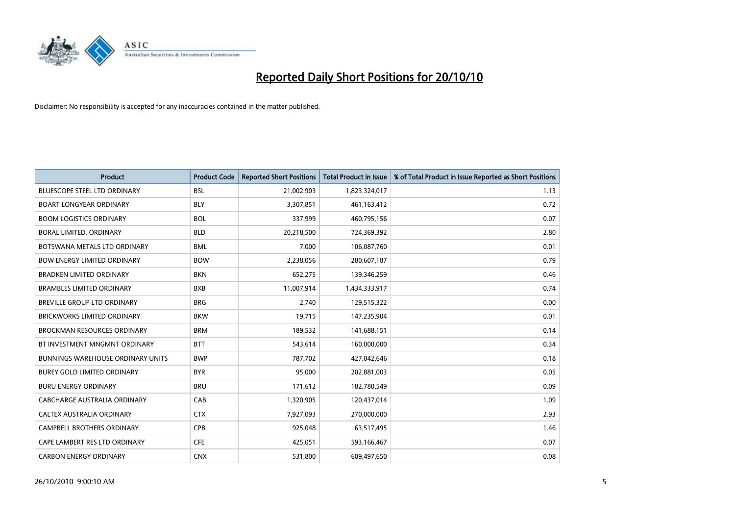# Reported Daily Short Positions for 20/10/10

Disclaimer: No responsibility is accepted for any inaccuracies contained in the matter published.

| Product | Product Code | Reported Short Positions | Total Product in Issue | % of Total Product in Issue Reported as Short Positions |
|---|---|---|---|---|
| BLUESCOPE STEEL LTD ORDINARY | BSL | 21,002,903 | 1,823,324,017 | 1.13 |
| BOART LONGYEAR ORDINARY | BLY | 3,307,851 | 461,163,412 | 0.72 |
| BOOM LOGISTICS ORDINARY | BOL | 337,999 | 460,795,156 | 0.07 |
| BORAL LIMITED. ORDINARY | BLD | 20,218,500 | 724,369,392 | 2.80 |
| BOTSWANA METALS LTD ORDINARY | BML | 7,000 | 106,087,760 | 0.01 |
| BOW ENERGY LIMITED ORDINARY | BOW | 2,238,056 | 280,607,187 | 0.79 |
| BRADKEN LIMITED ORDINARY | BKN | 652,275 | 139,346,259 | 0.46 |
| BRAMBLES LIMITED ORDINARY | BXB | 11,007,914 | 1,434,333,917 | 0.74 |
| BREVILLE GROUP LTD ORDINARY | BRG | 2,740 | 129,515,322 | 0.00 |
| BRICKWORKS LIMITED ORDINARY | BKW | 19,715 | 147,235,904 | 0.01 |
| BROCKMAN RESOURCES ORDINARY | BRM | 189,532 | 141,688,151 | 0.14 |
| BT INVESTMENT MNGMNT ORDINARY | BTT | 543,614 | 160,000,000 | 0.34 |
| BUNNINGS WAREHOUSE ORDINARY UNITS | BWP | 787,702 | 427,042,646 | 0.18 |
| BUREY GOLD LIMITED ORDINARY | BYR | 95,000 | 202,881,003 | 0.05 |
| BURU ENERGY ORDINARY | BRU | 171,612 | 182,780,549 | 0.09 |
| CABCHARGE AUSTRALIA ORDINARY | CAB | 1,320,905 | 120,437,014 | 1.09 |
| CALTEX AUSTRALIA ORDINARY | CTX | 7,927,093 | 270,000,000 | 2.93 |
| CAMPBELL BROTHERS ORDINARY | CPB | 925,048 | 63,517,495 | 1.46 |
| CAPE LAMBERT RES LTD ORDINARY | CFE | 425,051 | 593,166,467 | 0.07 |
| CARBON ENERGY ORDINARY | CNX | 531,800 | 609,497,650 | 0.08 |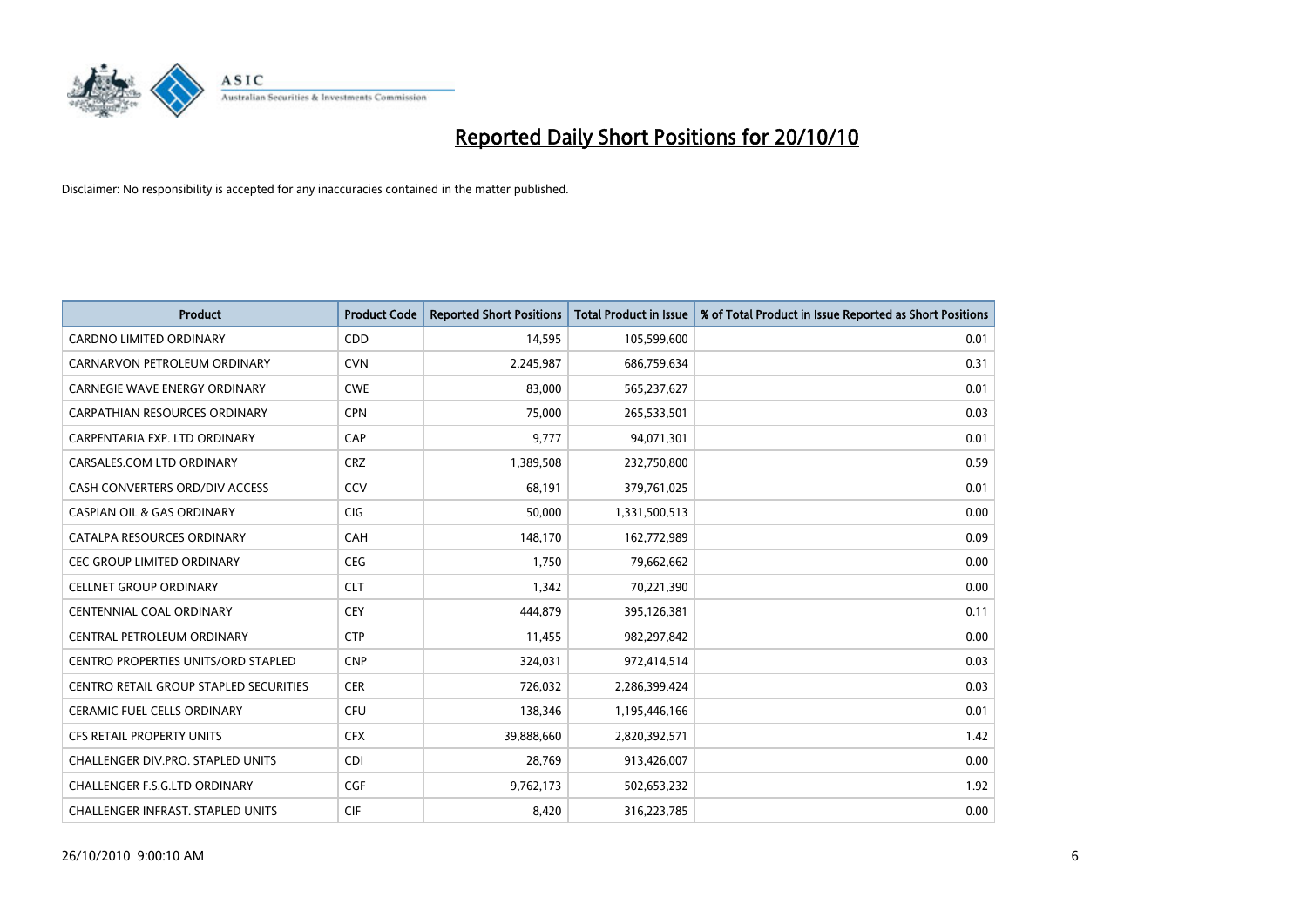# Reported Daily Short Positions for 20/10/10

Disclaimer: No responsibility is accepted for any inaccuracies contained in the matter published.

| Product | Product Code | Reported Short Positions | Total Product in Issue | % of Total Product in Issue Reported as Short Positions |
|---|---|---|---|---|
| CARDNO LIMITED ORDINARY | CDD | 14,595 | 105,599,600 | 0.01 |
| CARNARVON PETROLEUM ORDINARY | CVN | 2,245,987 | 686,759,634 | 0.31 |
| CARNEGIE WAVE ENERGY ORDINARY | CWE | 83,000 | 565,237,627 | 0.01 |
| CARPATHIAN RESOURCES ORDINARY | CPN | 75,000 | 265,533,501 | 0.03 |
| CARPENTARIA EXP. LTD ORDINARY | CAP | 9,777 | 94,071,301 | 0.01 |
| CARSALES.COM LTD ORDINARY | CRZ | 1,389,508 | 232,750,800 | 0.59 |
| CASH CONVERTERS ORD/DIV ACCESS | CCV | 68,191 | 379,761,025 | 0.01 |
| CASPIAN OIL & GAS ORDINARY | CIG | 50,000 | 1,331,500,513 | 0.00 |
| CATALPA RESOURCES ORDINARY | CAH | 148,170 | 162,772,989 | 0.09 |
| CEC GROUP LIMITED ORDINARY | CEG | 1,750 | 79,662,662 | 0.00 |
| CELLNET GROUP ORDINARY | CLT | 1,342 | 70,221,390 | 0.00 |
| CENTENNIAL COAL ORDINARY | CEY | 444,879 | 395,126,381 | 0.11 |
| CENTRAL PETROLEUM ORDINARY | CTP | 11,455 | 982,297,842 | 0.00 |
| CENTRO PROPERTIES UNITS/ORD STAPLED | CNP | 324,031 | 972,414,514 | 0.03 |
| CENTRO RETAIL GROUP STAPLED SECURITIES | CER | 726,032 | 2,286,399,424 | 0.03 |
| CERAMIC FUEL CELLS ORDINARY | CFU | 138,346 | 1,195,446,166 | 0.01 |
| CFS RETAIL PROPERTY UNITS | CFX | 39,888,660 | 2,820,392,571 | 1.42 |
| CHALLENGER DIV.PRO. STAPLED UNITS | CDI | 28,769 | 913,426,007 | 0.00 |
| CHALLENGER F.S.G.LTD ORDINARY | CGF | 9,762,173 | 502,653,232 | 1.92 |
| CHALLENGER INFRAST. STAPLED UNITS | CIF | 8,420 | 316,223,785 | 0.00 |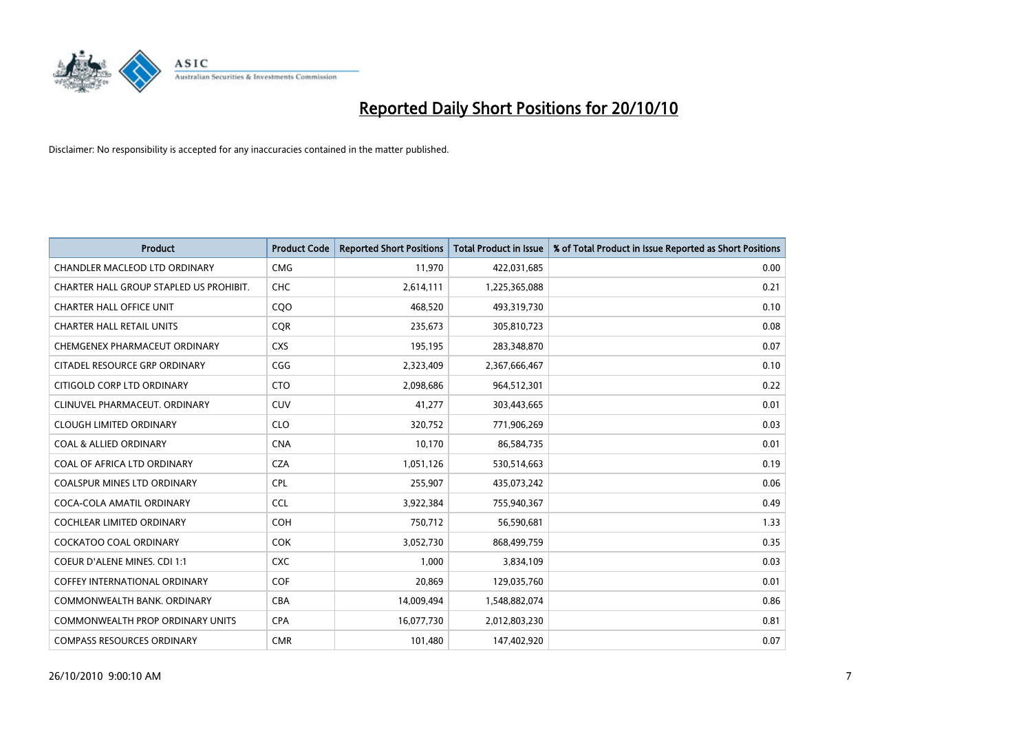# Reported Daily Short Positions for 20/10/10

Disclaimer: No responsibility is accepted for any inaccuracies contained in the matter published.

| Product | Product Code | Reported Short Positions | Total Product in Issue | % of Total Product in Issue Reported as Short Positions |
|---|---|---|---|---|
| CHANDLER MACLEOD LTD ORDINARY | CMG | 11,970 | 422,031,685 | 0.00 |
| CHARTER HALL GROUP STAPLED US PROHIBIT. | CHC | 2,614,111 | 1,225,365,088 | 0.21 |
| CHARTER HALL OFFICE UNIT | CQO | 468,520 | 493,319,730 | 0.10 |
| CHARTER HALL RETAIL UNITS | CQR | 235,673 | 305,810,723 | 0.08 |
| CHEMGENEX PHARMACEUT ORDINARY | CXS | 195,195 | 283,348,870 | 0.07 |
| CITADEL RESOURCE GRP ORDINARY | CGG | 2,323,409 | 2,367,666,467 | 0.10 |
| CITIGOLD CORP LTD ORDINARY | CTO | 2,098,686 | 964,512,301 | 0.22 |
| CLINUVEL PHARMACEUT. ORDINARY | CUV | 41,277 | 303,443,665 | 0.01 |
| CLOUGH LIMITED ORDINARY | CLO | 320,752 | 771,906,269 | 0.03 |
| COAL & ALLIED ORDINARY | CNA | 10,170 | 86,584,735 | 0.01 |
| COAL OF AFRICA LTD ORDINARY | CZA | 1,051,126 | 530,514,663 | 0.19 |
| COALSPUR MINES LTD ORDINARY | CPL | 255,907 | 435,073,242 | 0.06 |
| COCA-COLA AMATIL ORDINARY | CCL | 3,922,384 | 755,940,367 | 0.49 |
| COCHLEAR LIMITED ORDINARY | COH | 750,712 | 56,590,681 | 1.33 |
| COCKATOO COAL ORDINARY | COK | 3,052,730 | 868,499,759 | 0.35 |
| COEUR D'ALENE MINES. CDI 1:1 | CXC | 1,000 | 3,834,109 | 0.03 |
| COFFEY INTERNATIONAL ORDINARY | COF | 20,869 | 129,035,760 | 0.01 |
| COMMONWEALTH BANK. ORDINARY | CBA | 14,009,494 | 1,548,882,074 | 0.86 |
| COMMONWEALTH PROP ORDINARY UNITS | CPA | 16,077,730 | 2,012,803,230 | 0.81 |
| COMPASS RESOURCES ORDINARY | CMR | 101,480 | 147,402,920 | 0.07 |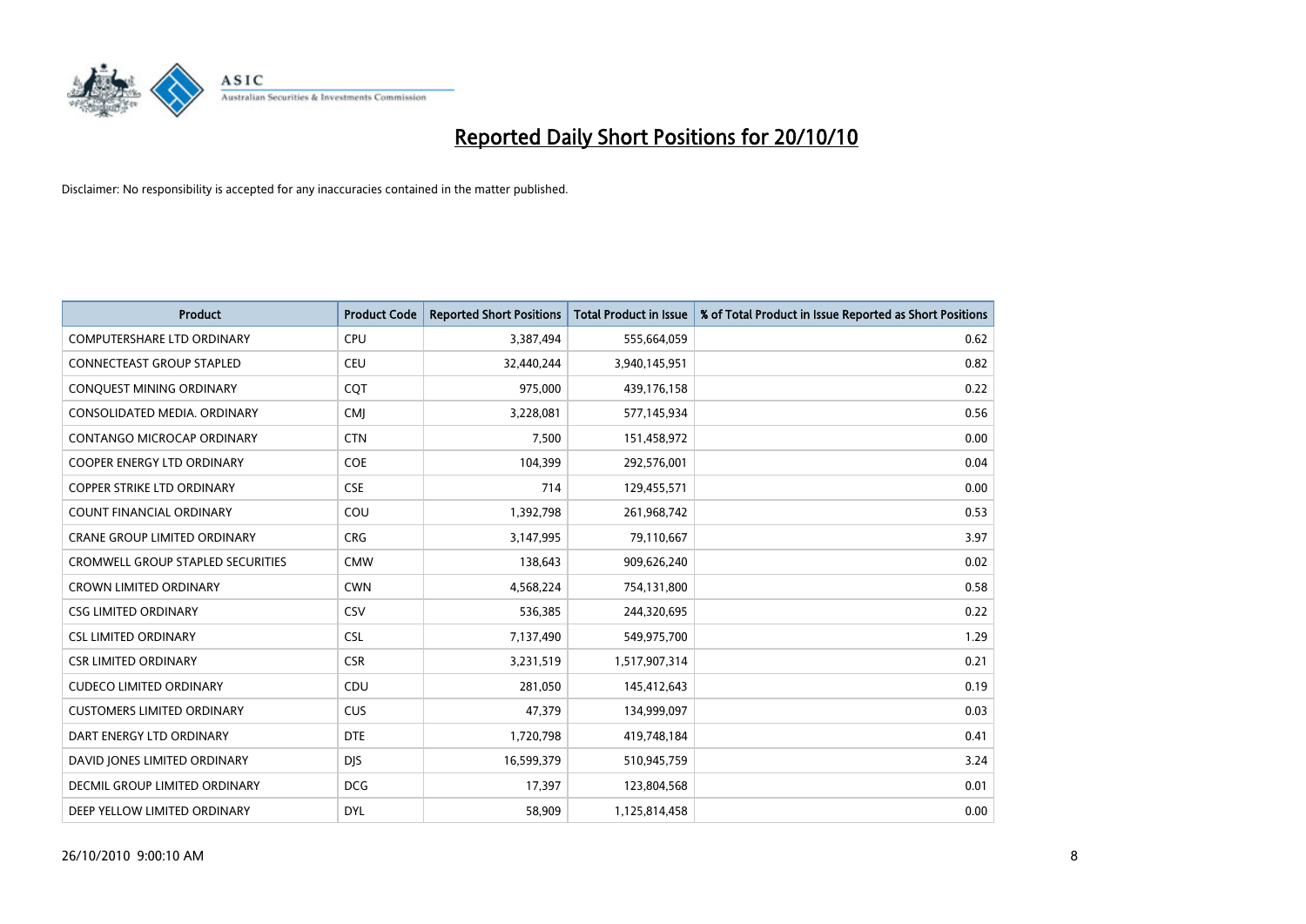# Reported Daily Short Positions for 20/10/10

Disclaimer: No responsibility is accepted for any inaccuracies contained in the matter published.

| Product | Product Code | Reported Short Positions | Total Product in Issue | % of Total Product in Issue Reported as Short Positions |
|---|---|---|---|---|
| COMPUTERSHARE LTD ORDINARY | CPU | 3,387,494 | 555,664,059 | 0.62 |
| CONNECTEAST GROUP STAPLED | CEU | 32,440,244 | 3,940,145,951 | 0.82 |
| CONQUEST MINING ORDINARY | CQT | 975,000 | 439,176,158 | 0.22 |
| CONSOLIDATED MEDIA. ORDINARY | CMJ | 3,228,081 | 577,145,934 | 0.56 |
| CONTANGO MICROCAP ORDINARY | CTN | 7,500 | 151,458,972 | 0.00 |
| COOPER ENERGY LTD ORDINARY | COE | 104,399 | 292,576,001 | 0.04 |
| COPPER STRIKE LTD ORDINARY | CSE | 714 | 129,455,571 | 0.00 |
| COUNT FINANCIAL ORDINARY | COU | 1,392,798 | 261,968,742 | 0.53 |
| CRANE GROUP LIMITED ORDINARY | CRG | 3,147,995 | 79,110,667 | 3.97 |
| CROMWELL GROUP STAPLED SECURITIES | CMW | 138,643 | 909,626,240 | 0.02 |
| CROWN LIMITED ORDINARY | CWN | 4,568,224 | 754,131,800 | 0.58 |
| CSG LIMITED ORDINARY | CSV | 536,385 | 244,320,695 | 0.22 |
| CSL LIMITED ORDINARY | CSL | 7,137,490 | 549,975,700 | 1.29 |
| CSR LIMITED ORDINARY | CSR | 3,231,519 | 1,517,907,314 | 0.21 |
| CUDECO LIMITED ORDINARY | CDU | 281,050 | 145,412,643 | 0.19 |
| CUSTOMERS LIMITED ORDINARY | CUS | 47,379 | 134,999,097 | 0.03 |
| DART ENERGY LTD ORDINARY | DTE | 1,720,798 | 419,748,184 | 0.41 |
| DAVID JONES LIMITED ORDINARY | DJS | 16,599,379 | 510,945,759 | 3.24 |
| DECMIL GROUP LIMITED ORDINARY | DCG | 17,397 | 123,804,568 | 0.01 |
| DEEP YELLOW LIMITED ORDINARY | DYL | 58,909 | 1,125,814,458 | 0.00 |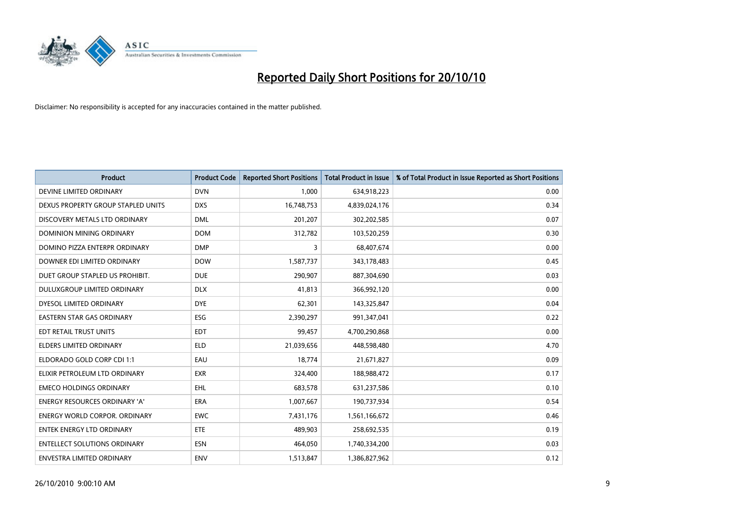# Reported Daily Short Positions for 20/10/10

Disclaimer: No responsibility is accepted for any inaccuracies contained in the matter published.

| Product | Product Code | Reported Short Positions | Total Product in Issue | % of Total Product in Issue Reported as Short Positions |
|---|---|---|---|---|
| DEVINE LIMITED ORDINARY | DVN | 1,000 | 634,918,223 | 0.00 |
| DEXUS PROPERTY GROUP STAPLED UNITS | DXS | 16,748,753 | 4,839,024,176 | 0.34 |
| DISCOVERY METALS LTD ORDINARY | DML | 201,207 | 302,202,585 | 0.07 |
| DOMINION MINING ORDINARY | DOM | 312,782 | 103,520,259 | 0.30 |
| DOMINO PIZZA ENTERPR ORDINARY | DMP | 3 | 68,407,674 | 0.00 |
| DOWNER EDI LIMITED ORDINARY | DOW | 1,587,737 | 343,178,483 | 0.45 |
| DUET GROUP STAPLED US PROHIBIT. | DUE | 290,907 | 887,304,690 | 0.03 |
| DULUXGROUP LIMITED ORDINARY | DLX | 41,813 | 366,992,120 | 0.00 |
| DYESOL LIMITED ORDINARY | DYE | 62,301 | 143,325,847 | 0.04 |
| EASTERN STAR GAS ORDINARY | ESG | 2,390,297 | 991,347,041 | 0.22 |
| EDT RETAIL TRUST UNITS | EDT | 99,457 | 4,700,290,868 | 0.00 |
| ELDERS LIMITED ORDINARY | ELD | 21,039,656 | 448,598,480 | 4.70 |
| ELDORADO GOLD CORP CDI 1:1 | EAU | 18,774 | 21,671,827 | 0.09 |
| ELIXIR PETROLEUM LTD ORDINARY | EXR | 324,400 | 188,988,472 | 0.17 |
| EMECO HOLDINGS ORDINARY | EHL | 683,578 | 631,237,586 | 0.10 |
| ENERGY RESOURCES ORDINARY 'A' | ERA | 1,007,667 | 190,737,934 | 0.54 |
| ENERGY WORLD CORPOR. ORDINARY | EWC | 7,431,176 | 1,561,166,672 | 0.46 |
| ENTEK ENERGY LTD ORDINARY | ETE | 489,903 | 258,692,535 | 0.19 |
| ENTELLECT SOLUTIONS ORDINARY | ESN | 464,050 | 1,740,334,200 | 0.03 |
| ENVESTRA LIMITED ORDINARY | ENV | 1,513,847 | 1,386,827,962 | 0.12 |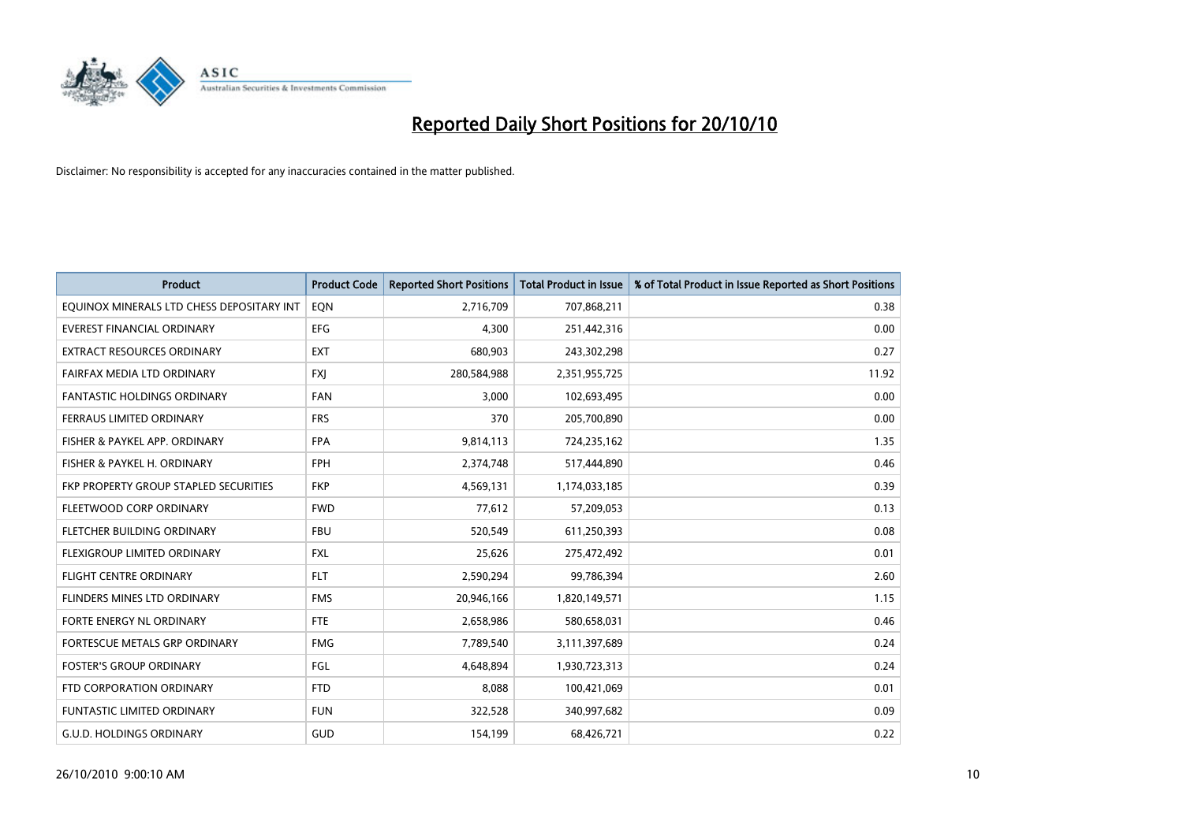# Reported Daily Short Positions for 20/10/10

Disclaimer: No responsibility is accepted for any inaccuracies contained in the matter published.

| Product | Product Code | Reported Short Positions | Total Product in Issue | % of Total Product in Issue Reported as Short Positions |
|---|---|---|---|---|
| EQUINOX MINERALS LTD CHESS DEPOSITARY INT | EQN | 2,716,709 | 707,868,211 | 0.38 |
| EVEREST FINANCIAL ORDINARY | EFG | 4,300 | 251,442,316 | 0.00 |
| EXTRACT RESOURCES ORDINARY | EXT | 680,903 | 243,302,298 | 0.27 |
| FAIRFAX MEDIA LTD ORDINARY | FXJ | 280,584,988 | 2,351,955,725 | 11.92 |
| FANTASTIC HOLDINGS ORDINARY | FAN | 3,000 | 102,693,495 | 0.00 |
| FERRAUS LIMITED ORDINARY | FRS | 370 | 205,700,890 | 0.00 |
| FISHER & PAYKEL APP. ORDINARY | FPA | 9,814,113 | 724,235,162 | 1.35 |
| FISHER & PAYKEL H. ORDINARY | FPH | 2,374,748 | 517,444,890 | 0.46 |
| FKP PROPERTY GROUP STAPLED SECURITIES | FKP | 4,569,131 | 1,174,033,185 | 0.39 |
| FLEETWOOD CORP ORDINARY | FWD | 77,612 | 57,209,053 | 0.13 |
| FLETCHER BUILDING ORDINARY | FBU | 520,549 | 611,250,393 | 0.08 |
| FLEXIGROUP LIMITED ORDINARY | FXL | 25,626 | 275,472,492 | 0.01 |
| FLIGHT CENTRE ORDINARY | FLT | 2,590,294 | 99,786,394 | 2.60 |
| FLINDERS MINES LTD ORDINARY | FMS | 20,946,166 | 1,820,149,571 | 1.15 |
| FORTE ENERGY NL ORDINARY | FTE | 2,658,986 | 580,658,031 | 0.46 |
| FORTESCUE METALS GRP ORDINARY | FMG | 7,789,540 | 3,111,397,689 | 0.24 |
| FOSTER'S GROUP ORDINARY | FGL | 4,648,894 | 1,930,723,313 | 0.24 |
| FTD CORPORATION ORDINARY | FTD | 8,088 | 100,421,069 | 0.01 |
| FUNTASTIC LIMITED ORDINARY | FUN | 322,528 | 340,997,682 | 0.09 |
| G.U.D. HOLDINGS ORDINARY | GUD | 154,199 | 68,426,721 | 0.22 |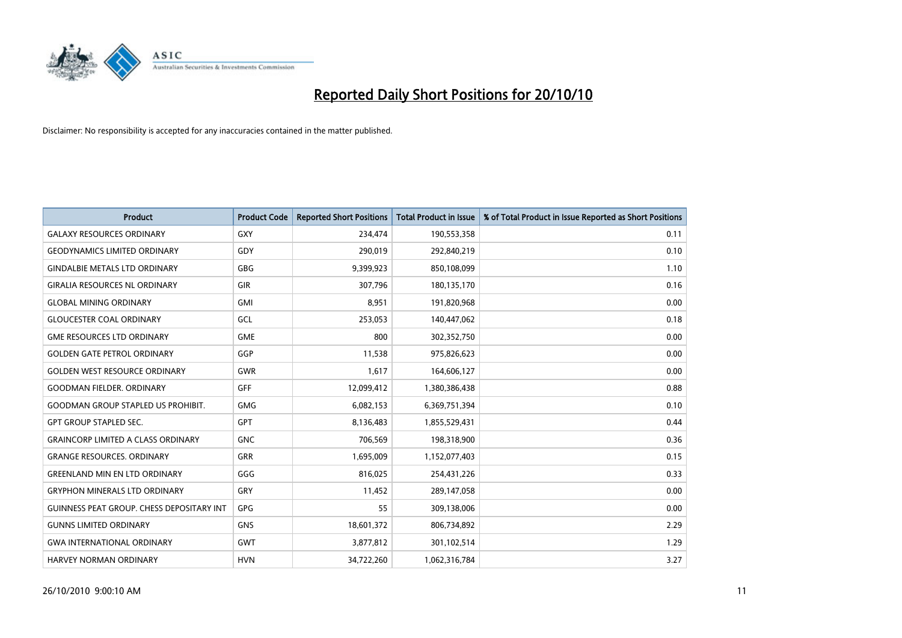# Reported Daily Short Positions for 20/10/10

Disclaimer: No responsibility is accepted for any inaccuracies contained in the matter published.

| Product | Product Code | Reported Short Positions | Total Product in Issue | % of Total Product in Issue Reported as Short Positions |
|---|---|---|---|---|
| GALAXY RESOURCES ORDINARY | GXY | 234,474 | 190,553,358 | 0.11 |
| GEODYNAMICS LIMITED ORDINARY | GDY | 290,019 | 292,840,219 | 0.10 |
| GINDALBIE METALS LTD ORDINARY | GBG | 9,399,923 | 850,108,099 | 1.10 |
| GIRALIA RESOURCES NL ORDINARY | GIR | 307,796 | 180,135,170 | 0.16 |
| GLOBAL MINING ORDINARY | GMI | 8,951 | 191,820,968 | 0.00 |
| GLOUCESTER COAL ORDINARY | GCL | 253,053 | 140,447,062 | 0.18 |
| GME RESOURCES LTD ORDINARY | GME | 800 | 302,352,750 | 0.00 |
| GOLDEN GATE PETROL ORDINARY | GGP | 11,538 | 975,826,623 | 0.00 |
| GOLDEN WEST RESOURCE ORDINARY | GWR | 1,617 | 164,606,127 | 0.00 |
| GOODMAN FIELDER. ORDINARY | GFF | 12,099,412 | 1,380,386,438 | 0.88 |
| GOODMAN GROUP STAPLED US PROHIBIT. | GMG | 6,082,153 | 6,369,751,394 | 0.10 |
| GPT GROUP STAPLED SEC. | GPT | 8,136,483 | 1,855,529,431 | 0.44 |
| GRAINCORP LIMITED A CLASS ORDINARY | GNC | 706,569 | 198,318,900 | 0.36 |
| GRANGE RESOURCES. ORDINARY | GRR | 1,695,009 | 1,152,077,403 | 0.15 |
| GREENLAND MIN EN LTD ORDINARY | GGG | 816,025 | 254,431,226 | 0.33 |
| GRYPHON MINERALS LTD ORDINARY | GRY | 11,452 | 289,147,058 | 0.00 |
| GUINNESS PEAT GROUP. CHESS DEPOSITARY INT | GPG | 55 | 309,138,006 | 0.00 |
| GUNNS LIMITED ORDINARY | GNS | 18,601,372 | 806,734,892 | 2.29 |
| GWA INTERNATIONAL ORDINARY | GWT | 3,877,812 | 301,102,514 | 1.29 |
| HARVEY NORMAN ORDINARY | HVN | 34,722,260 | 1,062,316,784 | 3.27 |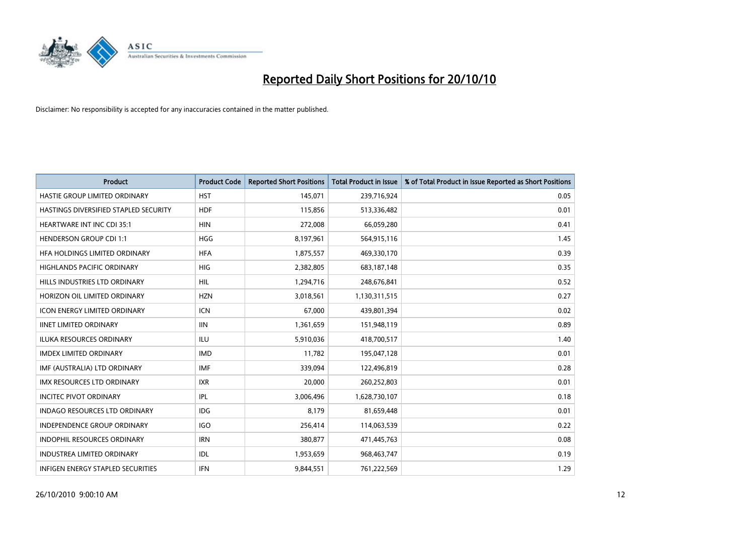# Reported Daily Short Positions for 20/10/10

Disclaimer: No responsibility is accepted for any inaccuracies contained in the matter published.

| Product | Product Code | Reported Short Positions | Total Product in Issue | % of Total Product in Issue Reported as Short Positions |
|---|---|---|---|---|
| HASTIE GROUP LIMITED ORDINARY | HST | 145,071 | 239,716,924 | 0.05 |
| HASTINGS DIVERSIFIED STAPLED SECURITY | HDF | 115,856 | 513,336,482 | 0.01 |
| HEARTWARE INT INC CDI 35:1 | HIN | 272,008 | 66,059,280 | 0.41 |
| HENDERSON GROUP CDI 1:1 | HGG | 8,197,961 | 564,915,116 | 1.45 |
| HFA HOLDINGS LIMITED ORDINARY | HFA | 1,875,557 | 469,330,170 | 0.39 |
| HIGHLANDS PACIFIC ORDINARY | HIG | 2,382,805 | 683,187,148 | 0.35 |
| HILLS INDUSTRIES LTD ORDINARY | HIL | 1,294,716 | 248,676,841 | 0.52 |
| HORIZON OIL LIMITED ORDINARY | HZN | 3,018,561 | 1,130,311,515 | 0.27 |
| ICON ENERGY LIMITED ORDINARY | ICN | 67,000 | 439,801,394 | 0.02 |
| IINET LIMITED ORDINARY | IIN | 1,361,659 | 151,948,119 | 0.89 |
| ILUKA RESOURCES ORDINARY | ILU | 5,910,036 | 418,700,517 | 1.40 |
| IMDEX LIMITED ORDINARY | IMD | 11,782 | 195,047,128 | 0.01 |
| IMF (AUSTRALIA) LTD ORDINARY | IMF | 339,094 | 122,496,819 | 0.28 |
| IMX RESOURCES LTD ORDINARY | IXR | 20,000 | 260,252,803 | 0.01 |
| INCITEC PIVOT ORDINARY | IPL | 3,006,496 | 1,628,730,107 | 0.18 |
| INDAGO RESOURCES LTD ORDINARY | IDG | 8,179 | 81,659,448 | 0.01 |
| INDEPENDENCE GROUP ORDINARY | IGO | 256,414 | 114,063,539 | 0.22 |
| INDOPHIL RESOURCES ORDINARY | IRN | 380,877 | 471,445,763 | 0.08 |
| INDUSTREA LIMITED ORDINARY | IDL | 1,953,659 | 968,463,747 | 0.19 |
| INFIGEN ENERGY STAPLED SECURITIES | IFN | 9,844,551 | 761,222,569 | 1.29 |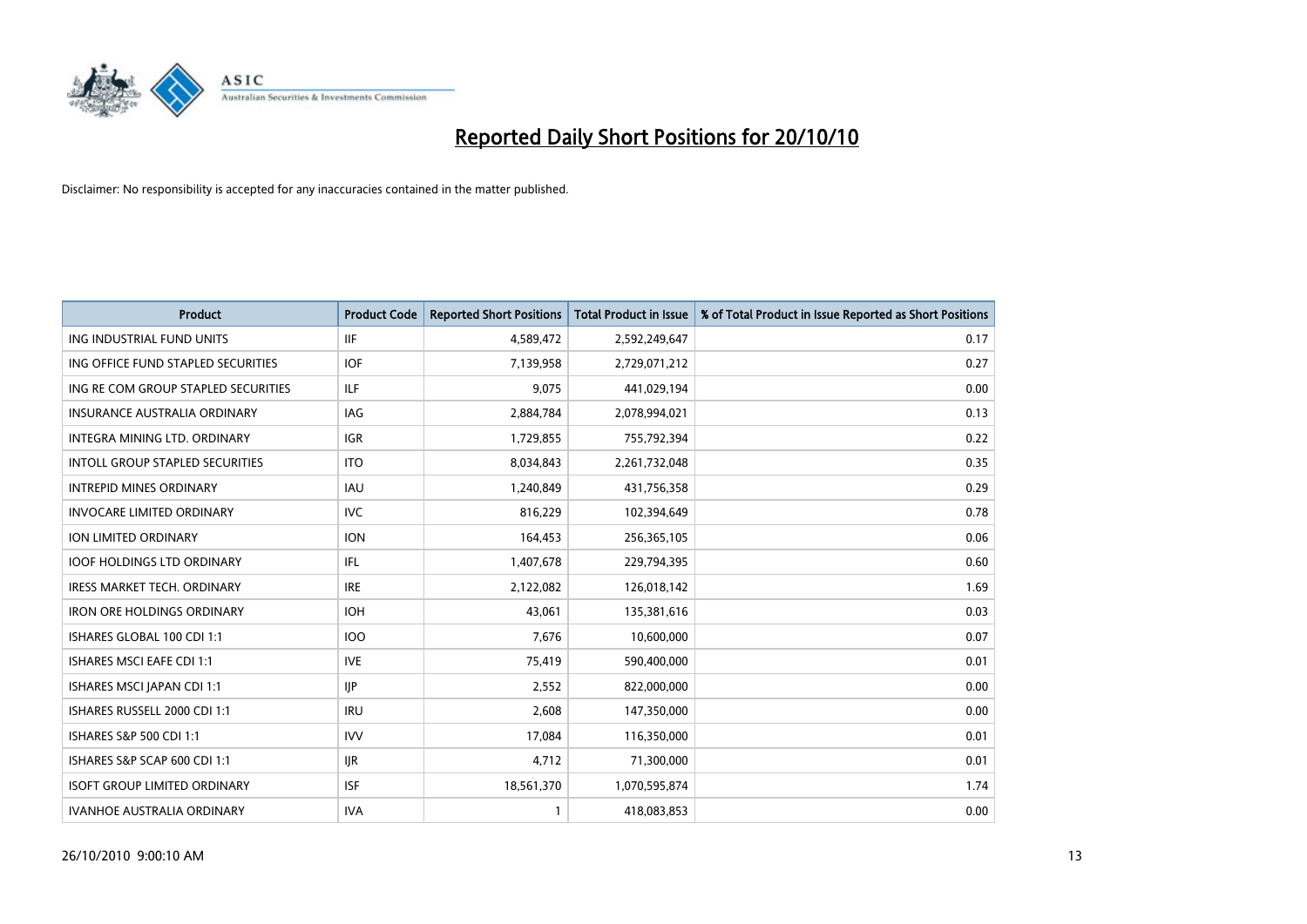# Reported Daily Short Positions for 20/10/10

Disclaimer: No responsibility is accepted for any inaccuracies contained in the matter published.

| Product | Product Code | Reported Short Positions | Total Product in Issue | % of Total Product in Issue Reported as Short Positions |
|---|---|---|---|---|
| ING INDUSTRIAL FUND UNITS | IIF | 4,589,472 | 2,592,249,647 | 0.17 |
| ING OFFICE FUND STAPLED SECURITIES | IOF | 7,139,958 | 2,729,071,212 | 0.27 |
| ING RE COM GROUP STAPLED SECURITIES | ILF | 9,075 | 441,029,194 | 0.00 |
| INSURANCE AUSTRALIA ORDINARY | IAG | 2,884,784 | 2,078,994,021 | 0.13 |
| INTEGRA MINING LTD. ORDINARY | IGR | 1,729,855 | 755,792,394 | 0.22 |
| INTOLL GROUP STAPLED SECURITIES | ITO | 8,034,843 | 2,261,732,048 | 0.35 |
| INTREPID MINES ORDINARY | IAU | 1,240,849 | 431,756,358 | 0.29 |
| INVOCARE LIMITED ORDINARY | IVC | 816,229 | 102,394,649 | 0.78 |
| ION LIMITED ORDINARY | ION | 164,453 | 256,365,105 | 0.06 |
| IOOF HOLDINGS LTD ORDINARY | IFL | 1,407,678 | 229,794,395 | 0.60 |
| IRESS MARKET TECH. ORDINARY | IRE | 2,122,082 | 126,018,142 | 1.69 |
| IRON ORE HOLDINGS ORDINARY | IOH | 43,061 | 135,381,616 | 0.03 |
| ISHARES GLOBAL 100 CDI 1:1 | IOO | 7,676 | 10,600,000 | 0.07 |
| ISHARES MSCI EAFE CDI 1:1 | IVE | 75,419 | 590,400,000 | 0.01 |
| ISHARES MSCI JAPAN CDI 1:1 | IJP | 2,552 | 822,000,000 | 0.00 |
| ISHARES RUSSELL 2000 CDI 1:1 | IRU | 2,608 | 147,350,000 | 0.00 |
| ISHARES S&P 500 CDI 1:1 | IVV | 17,084 | 116,350,000 | 0.01 |
| ISHARES S&P SCAP 600 CDI 1:1 | IJR | 4,712 | 71,300,000 | 0.01 |
| ISOFT GROUP LIMITED ORDINARY | ISF | 18,561,370 | 1,070,595,874 | 1.74 |
| IVANHOE AUSTRALIA ORDINARY | IVA | 1 | 418,083,853 | 0.00 |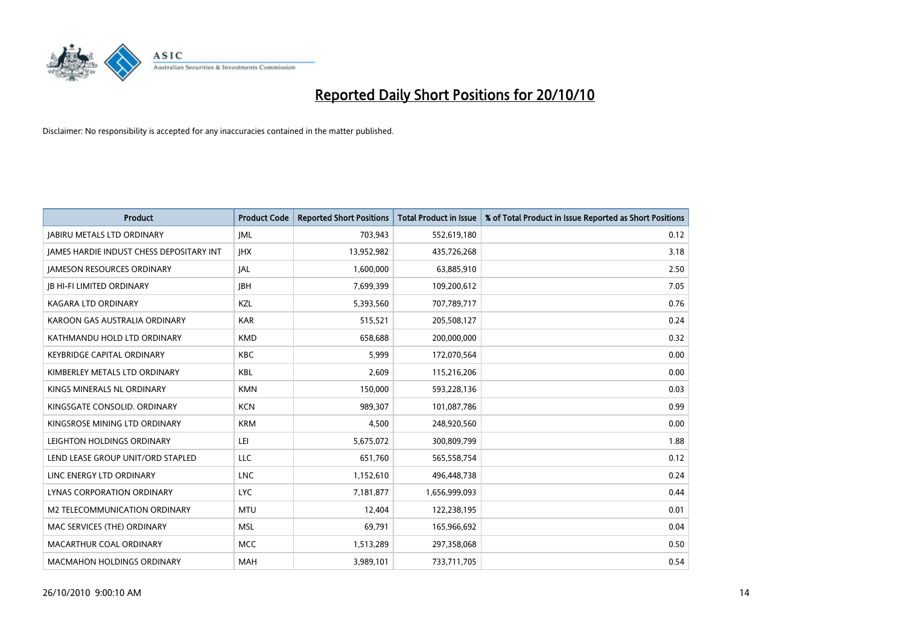# Reported Daily Short Positions for 20/10/10

Disclaimer: No responsibility is accepted for any inaccuracies contained in the matter published.

| Product | Product Code | Reported Short Positions | Total Product in Issue | % of Total Product in Issue Reported as Short Positions |
|---|---|---|---|---|
| JABIRU METALS LTD ORDINARY | JML | 703,943 | 552,619,180 | 0.12 |
| JAMES HARDIE INDUST CHESS DEPOSITARY INT | JHX | 13,952,982 | 435,726,268 | 3.18 |
| JAMESON RESOURCES ORDINARY | JAL | 1,600,000 | 63,885,910 | 2.50 |
| JB HI-FI LIMITED ORDINARY | JBH | 7,699,399 | 109,200,612 | 7.05 |
| KAGARA LTD ORDINARY | KZL | 5,393,560 | 707,789,717 | 0.76 |
| KAROON GAS AUSTRALIA ORDINARY | KAR | 515,521 | 205,508,127 | 0.24 |
| KATHMANDU HOLD LTD ORDINARY | KMD | 658,688 | 200,000,000 | 0.32 |
| KEYBRIDGE CAPITAL ORDINARY | KBC | 5,999 | 172,070,564 | 0.00 |
| KIMBERLEY METALS LTD ORDINARY | KBL | 2,609 | 115,216,206 | 0.00 |
| KINGS MINERALS NL ORDINARY | KMN | 150,000 | 593,228,136 | 0.03 |
| KINGSGATE CONSOLID. ORDINARY | KCN | 989,307 | 101,087,786 | 0.99 |
| KINGSROSE MINING LTD ORDINARY | KRM | 4,500 | 248,920,560 | 0.00 |
| LEIGHTON HOLDINGS ORDINARY | LEI | 5,675,072 | 300,809,799 | 1.88 |
| LEND LEASE GROUP UNIT/ORD STAPLED | LLC | 651,760 | 565,558,754 | 0.12 |
| LINC ENERGY LTD ORDINARY | LNC | 1,152,610 | 496,448,738 | 0.24 |
| LYNAS CORPORATION ORDINARY | LYC | 7,181,877 | 1,656,999,093 | 0.44 |
| M2 TELECOMMUNICATION ORDINARY | MTU | 12,404 | 122,238,195 | 0.01 |
| MAC SERVICES (THE) ORDINARY | MSL | 69,791 | 165,966,692 | 0.04 |
| MACARTHUR COAL ORDINARY | MCC | 1,513,289 | 297,358,068 | 0.50 |
| MACMAHON HOLDINGS ORDINARY | MAH | 3,989,101 | 733,711,705 | 0.54 |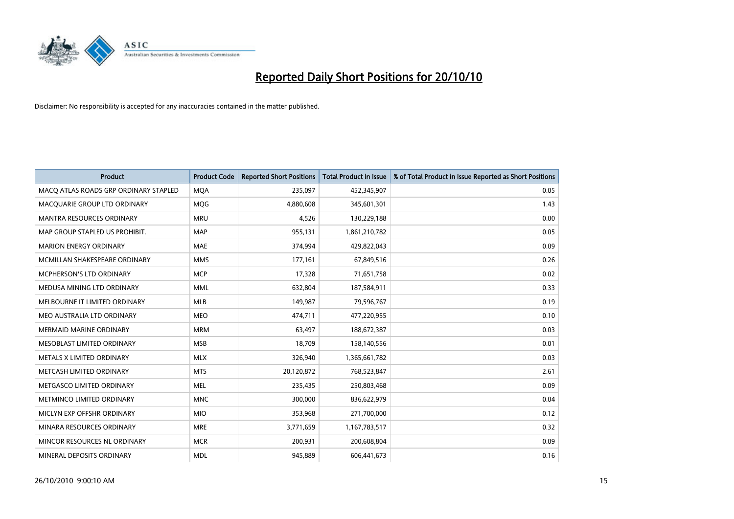# Reported Daily Short Positions for 20/10/10

Disclaimer: No responsibility is accepted for any inaccuracies contained in the matter published.

| Product | Product Code | Reported Short Positions | Total Product in Issue | % of Total Product in Issue Reported as Short Positions |
|---|---|---|---|---|
| MACQ ATLAS ROADS GRP ORDINARY STAPLED | MQA | 235,097 | 452,345,907 | 0.05 |
| MACQUARIE GROUP LTD ORDINARY | MQG | 4,880,608 | 345,601,301 | 1.43 |
| MANTRA RESOURCES ORDINARY | MRU | 4,526 | 130,229,188 | 0.00 |
| MAP GROUP STAPLED US PROHIBIT. | MAP | 955,131 | 1,861,210,782 | 0.05 |
| MARION ENERGY ORDINARY | MAE | 374,994 | 429,822,043 | 0.09 |
| MCMILLAN SHAKESPEARE ORDINARY | MMS | 177,161 | 67,849,516 | 0.26 |
| MCPHERSON'S LTD ORDINARY | MCP | 17,328 | 71,651,758 | 0.02 |
| MEDUSA MINING LTD ORDINARY | MML | 632,804 | 187,584,911 | 0.33 |
| MELBOURNE IT LIMITED ORDINARY | MLB | 149,987 | 79,596,767 | 0.19 |
| MEO AUSTRALIA LTD ORDINARY | MEO | 474,711 | 477,220,955 | 0.10 |
| MERMAID MARINE ORDINARY | MRM | 63,497 | 188,672,387 | 0.03 |
| MESOBLAST LIMITED ORDINARY | MSB | 18,709 | 158,140,556 | 0.01 |
| METALS X LIMITED ORDINARY | MLX | 326,940 | 1,365,661,782 | 0.03 |
| METCASH LIMITED ORDINARY | MTS | 20,120,872 | 768,523,847 | 2.61 |
| METGASCO LIMITED ORDINARY | MEL | 235,435 | 250,803,468 | 0.09 |
| METMINCO LIMITED ORDINARY | MNC | 300,000 | 836,622,979 | 0.04 |
| MICLYN EXP OFFSHR ORDINARY | MIO | 353,968 | 271,700,000 | 0.12 |
| MINARA RESOURCES ORDINARY | MRE | 3,771,659 | 1,167,783,517 | 0.32 |
| MINCOR RESOURCES NL ORDINARY | MCR | 200,931 | 200,608,804 | 0.09 |
| MINERAL DEPOSITS ORDINARY | MDL | 945,889 | 606,441,673 | 0.16 |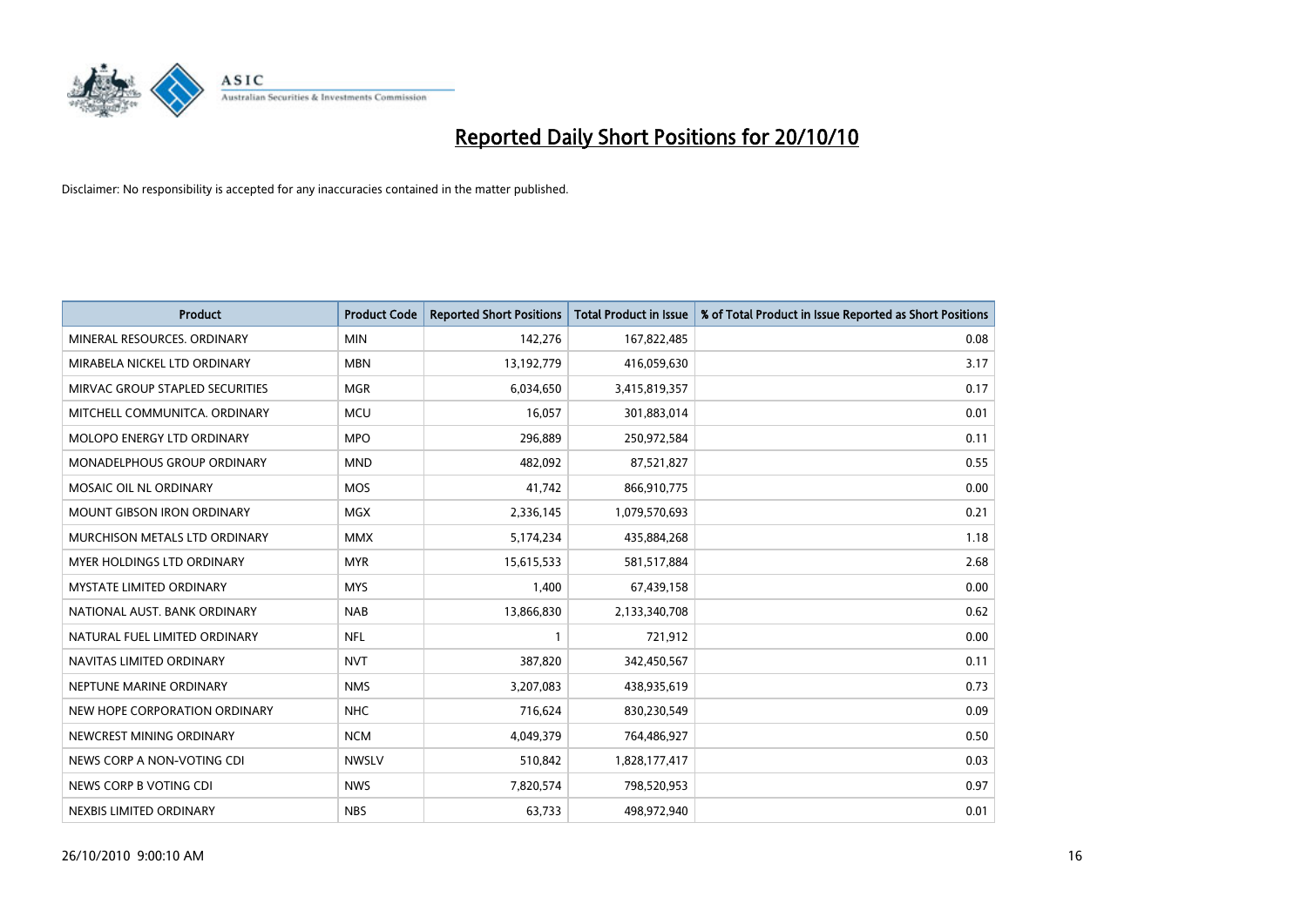# Reported Daily Short Positions for 20/10/10

Disclaimer: No responsibility is accepted for any inaccuracies contained in the matter published.

| Product | Product Code | Reported Short Positions | Total Product in Issue | % of Total Product in Issue Reported as Short Positions |
|---|---|---|---|---|
| MINERAL RESOURCES. ORDINARY | MIN | 142,276 | 167,822,485 | 0.08 |
| MIRABELA NICKEL LTD ORDINARY | MBN | 13,192,779 | 416,059,630 | 3.17 |
| MIRVAC GROUP STAPLED SECURITIES | MGR | 6,034,650 | 3,415,819,357 | 0.17 |
| MITCHELL COMMUNITCA. ORDINARY | MCU | 16,057 | 301,883,014 | 0.01 |
| MOLOPO ENERGY LTD ORDINARY | MPO | 296,889 | 250,972,584 | 0.11 |
| MONADELPHOUS GROUP ORDINARY | MND | 482,092 | 87,521,827 | 0.55 |
| MOSAIC OIL NL ORDINARY | MOS | 41,742 | 866,910,775 | 0.00 |
| MOUNT GIBSON IRON ORDINARY | MGX | 2,336,145 | 1,079,570,693 | 0.21 |
| MURCHISON METALS LTD ORDINARY | MMX | 5,174,234 | 435,884,268 | 1.18 |
| MYER HOLDINGS LTD ORDINARY | MYR | 15,615,533 | 581,517,884 | 2.68 |
| MYSTATE LIMITED ORDINARY | MYS | 1,400 | 67,439,158 | 0.00 |
| NATIONAL AUST. BANK ORDINARY | NAB | 13,866,830 | 2,133,340,708 | 0.62 |
| NATURAL FUEL LIMITED ORDINARY | NFL | 1 | 721,912 | 0.00 |
| NAVITAS LIMITED ORDINARY | NVT | 387,820 | 342,450,567 | 0.11 |
| NEPTUNE MARINE ORDINARY | NMS | 3,207,083 | 438,935,619 | 0.73 |
| NEW HOPE CORPORATION ORDINARY | NHC | 716,624 | 830,230,549 | 0.09 |
| NEWCREST MINING ORDINARY | NCM | 4,049,379 | 764,486,927 | 0.50 |
| NEWS CORP A NON-VOTING CDI | NWSLV | 510,842 | 1,828,177,417 | 0.03 |
| NEWS CORP B VOTING CDI | NWS | 7,820,574 | 798,520,953 | 0.97 |
| NEXBIS LIMITED ORDINARY | NBS | 63,733 | 498,972,940 | 0.01 |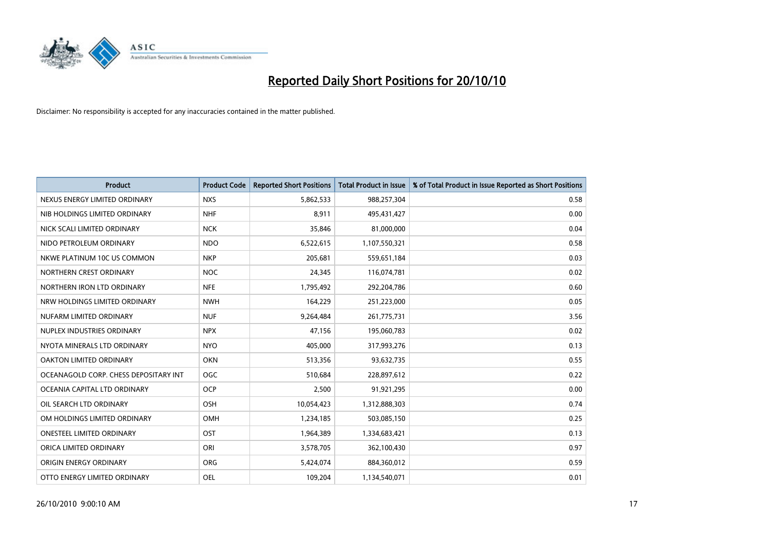# Reported Daily Short Positions for 20/10/10

Disclaimer: No responsibility is accepted for any inaccuracies contained in the matter published.

| Product | Product Code | Reported Short Positions | Total Product in Issue | % of Total Product in Issue Reported as Short Positions |
|---|---|---|---|---|
| NEXUS ENERGY LIMITED ORDINARY | NXS | 5,862,533 | 988,257,304 | 0.58 |
| NIB HOLDINGS LIMITED ORDINARY | NHF | 8,911 | 495,431,427 | 0.00 |
| NICK SCALI LIMITED ORDINARY | NCK | 35,846 | 81,000,000 | 0.04 |
| NIDO PETROLEUM ORDINARY | NDO | 6,522,615 | 1,107,550,321 | 0.58 |
| NKWE PLATINUM 10C US COMMON | NKP | 205,681 | 559,651,184 | 0.03 |
| NORTHERN CREST ORDINARY | NOC | 24,345 | 116,074,781 | 0.02 |
| NORTHERN IRON LTD ORDINARY | NFE | 1,795,492 | 292,204,786 | 0.60 |
| NRW HOLDINGS LIMITED ORDINARY | NWH | 164,229 | 251,223,000 | 0.05 |
| NUFARM LIMITED ORDINARY | NUF | 9,264,484 | 261,775,731 | 3.56 |
| NUPLEX INDUSTRIES ORDINARY | NPX | 47,156 | 195,060,783 | 0.02 |
| NYOTA MINERALS LTD ORDINARY | NYO | 405,000 | 317,993,276 | 0.13 |
| OAKTON LIMITED ORDINARY | OKN | 513,356 | 93,632,735 | 0.55 |
| OCEANAGOLD CORP. CHESS DEPOSITARY INT | OGC | 510,684 | 228,897,612 | 0.22 |
| OCEANIA CAPITAL LTD ORDINARY | OCP | 2,500 | 91,921,295 | 0.00 |
| OIL SEARCH LTD ORDINARY | OSH | 10,054,423 | 1,312,888,303 | 0.74 |
| OM HOLDINGS LIMITED ORDINARY | OMH | 1,234,185 | 503,085,150 | 0.25 |
| ONESTEEL LIMITED ORDINARY | OST | 1,964,389 | 1,334,683,421 | 0.13 |
| ORICA LIMITED ORDINARY | ORI | 3,578,705 | 362,100,430 | 0.97 |
| ORIGIN ENERGY ORDINARY | ORG | 5,424,074 | 884,360,012 | 0.59 |
| OTTO ENERGY LIMITED ORDINARY | OEL | 109,204 | 1,134,540,071 | 0.01 |

26/10/2010 9:00:10 AM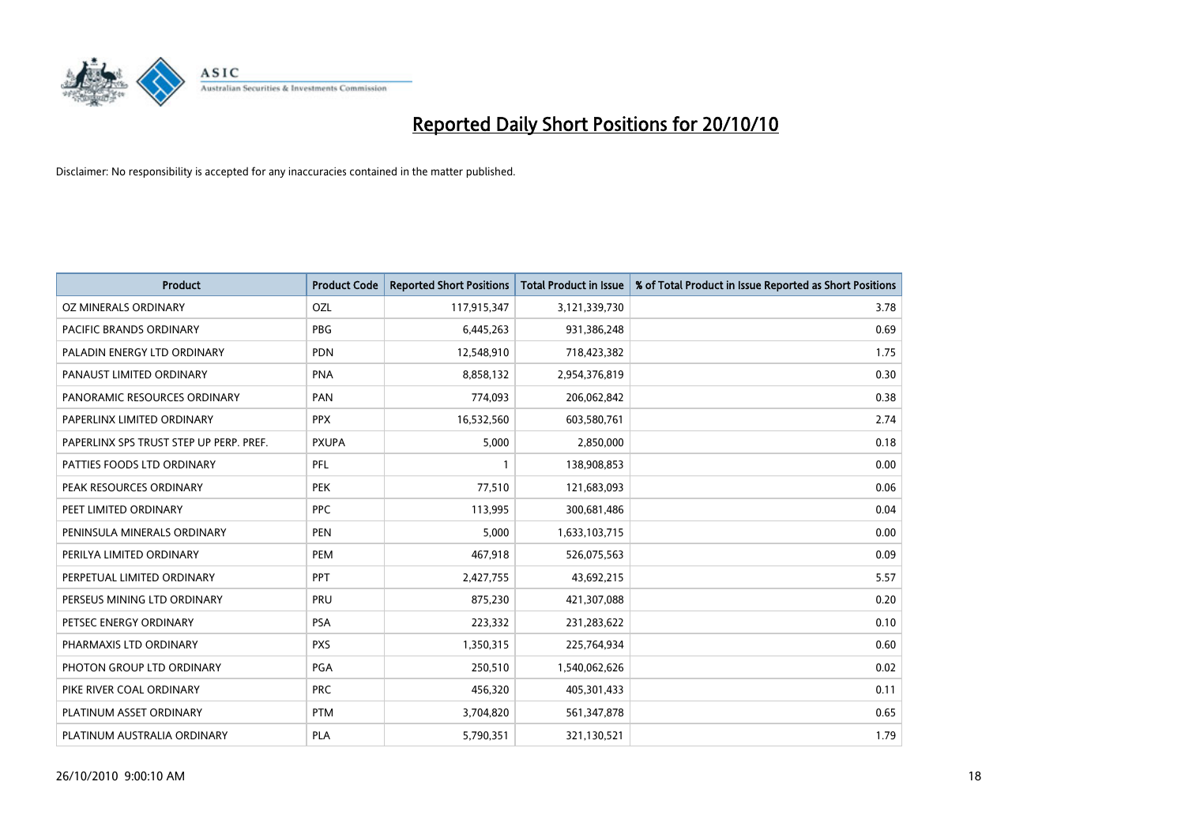# Reported Daily Short Positions for 20/10/10

Disclaimer: No responsibility is accepted for any inaccuracies contained in the matter published.

| Product | Product Code | Reported Short Positions | Total Product in Issue | % of Total Product in Issue Reported as Short Positions |
|---|---|---|---|---|
| OZ MINERALS ORDINARY | OZL | 117,915,347 | 3,121,339,730 | 3.78 |
| PACIFIC BRANDS ORDINARY | PBG | 6,445,263 | 931,386,248 | 0.69 |
| PALADIN ENERGY LTD ORDINARY | PDN | 12,548,910 | 718,423,382 | 1.75 |
| PANAUST LIMITED ORDINARY | PNA | 8,858,132 | 2,954,376,819 | 0.30 |
| PANORAMIC RESOURCES ORDINARY | PAN | 774,093 | 206,062,842 | 0.38 |
| PAPERLINX LIMITED ORDINARY | PPX | 16,532,560 | 603,580,761 | 2.74 |
| PAPERLINX SPS TRUST STEP UP PERP. PREF. | PXUPA | 5,000 | 2,850,000 | 0.18 |
| PATTIES FOODS LTD ORDINARY | PFL | 1 | 138,908,853 | 0.00 |
| PEAK RESOURCES ORDINARY | PEK | 77,510 | 121,683,093 | 0.06 |
| PEET LIMITED ORDINARY | PPC | 113,995 | 300,681,486 | 0.04 |
| PENINSULA MINERALS ORDINARY | PEN | 5,000 | 1,633,103,715 | 0.00 |
| PERILYA LIMITED ORDINARY | PEM | 467,918 | 526,075,563 | 0.09 |
| PERPETUAL LIMITED ORDINARY | PPT | 2,427,755 | 43,692,215 | 5.57 |
| PERSEUS MINING LTD ORDINARY | PRU | 875,230 | 421,307,088 | 0.20 |
| PETSEC ENERGY ORDINARY | PSA | 223,332 | 231,283,622 | 0.10 |
| PHARMAXIS LTD ORDINARY | PXS | 1,350,315 | 225,764,934 | 0.60 |
| PHOTON GROUP LTD ORDINARY | PGA | 250,510 | 1,540,062,626 | 0.02 |
| PIKE RIVER COAL ORDINARY | PRC | 456,320 | 405,301,433 | 0.11 |
| PLATINUM ASSET ORDINARY | PTM | 3,704,820 | 561,347,878 | 0.65 |
| PLATINUM AUSTRALIA ORDINARY | PLA | 5,790,351 | 321,130,521 | 1.79 |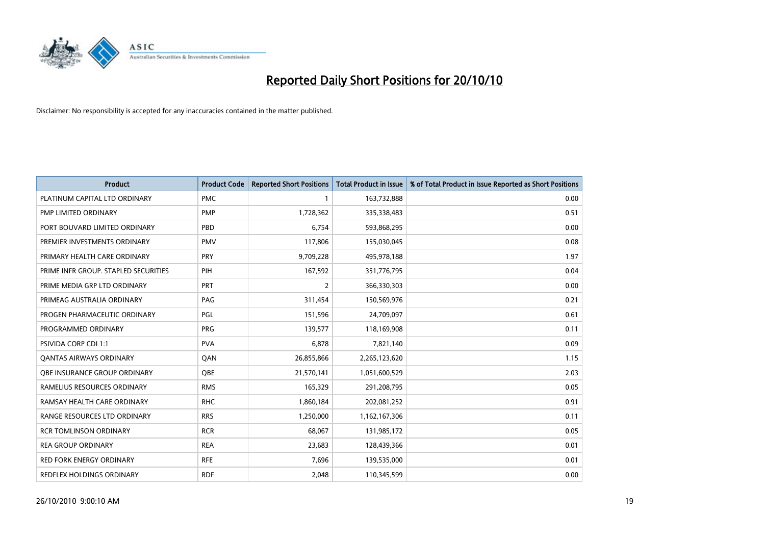# Reported Daily Short Positions for 20/10/10

Disclaimer: No responsibility is accepted for any inaccuracies contained in the matter published.

| Product | Product Code | Reported Short Positions | Total Product in Issue | % of Total Product in Issue Reported as Short Positions |
|---|---|---|---|---|
| PLATINUM CAPITAL LTD ORDINARY | PMC | 1 | 163,732,888 | 0.00 |
| PMP LIMITED ORDINARY | PMP | 1,728,362 | 335,338,483 | 0.51 |
| PORT BOUVARD LIMITED ORDINARY | PBD | 6,754 | 593,868,295 | 0.00 |
| PREMIER INVESTMENTS ORDINARY | PMV | 117,806 | 155,030,045 | 0.08 |
| PRIMARY HEALTH CARE ORDINARY | PRY | 9,709,228 | 495,978,188 | 1.97 |
| PRIME INFR GROUP. STAPLED SECURITIES | PIH | 167,592 | 351,776,795 | 0.04 |
| PRIME MEDIA GRP LTD ORDINARY | PRT | 2 | 366,330,303 | 0.00 |
| PRIMEAG AUSTRALIA ORDINARY | PAG | 311,454 | 150,569,976 | 0.21 |
| PROGEN PHARMACEUTIC ORDINARY | PGL | 151,596 | 24,709,097 | 0.61 |
| PROGRAMMED ORDINARY | PRG | 139,577 | 118,169,908 | 0.11 |
| PSIVIDA CORP CDI 1:1 | PVA | 6,878 | 7,821,140 | 0.09 |
| QANTAS AIRWAYS ORDINARY | QAN | 26,855,866 | 2,265,123,620 | 1.15 |
| QBE INSURANCE GROUP ORDINARY | QBE | 21,570,141 | 1,051,600,529 | 2.03 |
| RAMELIUS RESOURCES ORDINARY | RMS | 165,329 | 291,208,795 | 0.05 |
| RAMSAY HEALTH CARE ORDINARY | RHC | 1,860,184 | 202,081,252 | 0.91 |
| RANGE RESOURCES LTD ORDINARY | RRS | 1,250,000 | 1,162,167,306 | 0.11 |
| RCR TOMLINSON ORDINARY | RCR | 68,067 | 131,985,172 | 0.05 |
| REA GROUP ORDINARY | REA | 23,683 | 128,439,366 | 0.01 |
| RED FORK ENERGY ORDINARY | RFE | 7,696 | 139,535,000 | 0.01 |
| REDFLEX HOLDINGS ORDINARY | RDF | 2,048 | 110,345,599 | 0.00 |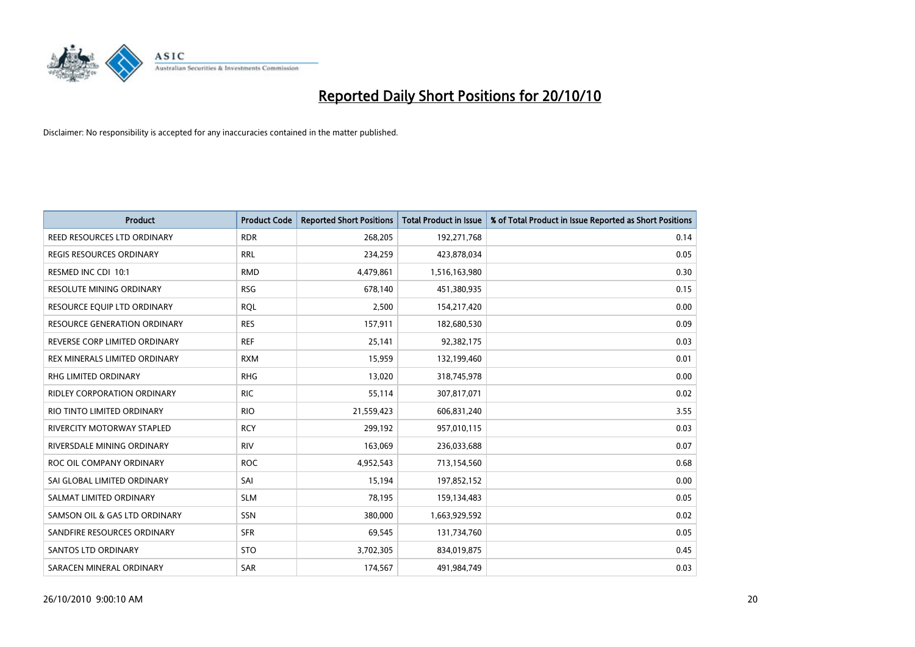# Reported Daily Short Positions for 20/10/10

Disclaimer: No responsibility is accepted for any inaccuracies contained in the matter published.

| Product | Product Code | Reported Short Positions | Total Product in Issue | % of Total Product in Issue Reported as Short Positions |
|---|---|---|---|---|
| REED RESOURCES LTD ORDINARY | RDR | 268,205 | 192,271,768 | 0.14 |
| REGIS RESOURCES ORDINARY | RRL | 234,259 | 423,878,034 | 0.05 |
| RESMED INC CDI 10:1 | RMD | 4,479,861 | 1,516,163,980 | 0.30 |
| RESOLUTE MINING ORDINARY | RSG | 678,140 | 451,380,935 | 0.15 |
| RESOURCE EQUIP LTD ORDINARY | RQL | 2,500 | 154,217,420 | 0.00 |
| RESOURCE GENERATION ORDINARY | RES | 157,911 | 182,680,530 | 0.09 |
| REVERSE CORP LIMITED ORDINARY | REF | 25,141 | 92,382,175 | 0.03 |
| REX MINERALS LIMITED ORDINARY | RXM | 15,959 | 132,199,460 | 0.01 |
| RHG LIMITED ORDINARY | RHG | 13,020 | 318,745,978 | 0.00 |
| RIDLEY CORPORATION ORDINARY | RIC | 55,114 | 307,817,071 | 0.02 |
| RIO TINTO LIMITED ORDINARY | RIO | 21,559,423 | 606,831,240 | 3.55 |
| RIVERCITY MOTORWAY STAPLED | RCY | 299,192 | 957,010,115 | 0.03 |
| RIVERSDALE MINING ORDINARY | RIV | 163,069 | 236,033,688 | 0.07 |
| ROC OIL COMPANY ORDINARY | ROC | 4,952,543 | 713,154,560 | 0.68 |
| SAI GLOBAL LIMITED ORDINARY | SAI | 15,194 | 197,852,152 | 0.00 |
| SALMAT LIMITED ORDINARY | SLM | 78,195 | 159,134,483 | 0.05 |
| SAMSON OIL & GAS LTD ORDINARY | SSN | 380,000 | 1,663,929,592 | 0.02 |
| SANDFIRE RESOURCES ORDINARY | SFR | 69,545 | 131,734,760 | 0.05 |
| SANTOS LTD ORDINARY | STO | 3,702,305 | 834,019,875 | 0.45 |
| SARACEN MINERAL ORDINARY | SAR | 174,567 | 491,984,749 | 0.03 |

26/10/2010 9:00:10 AM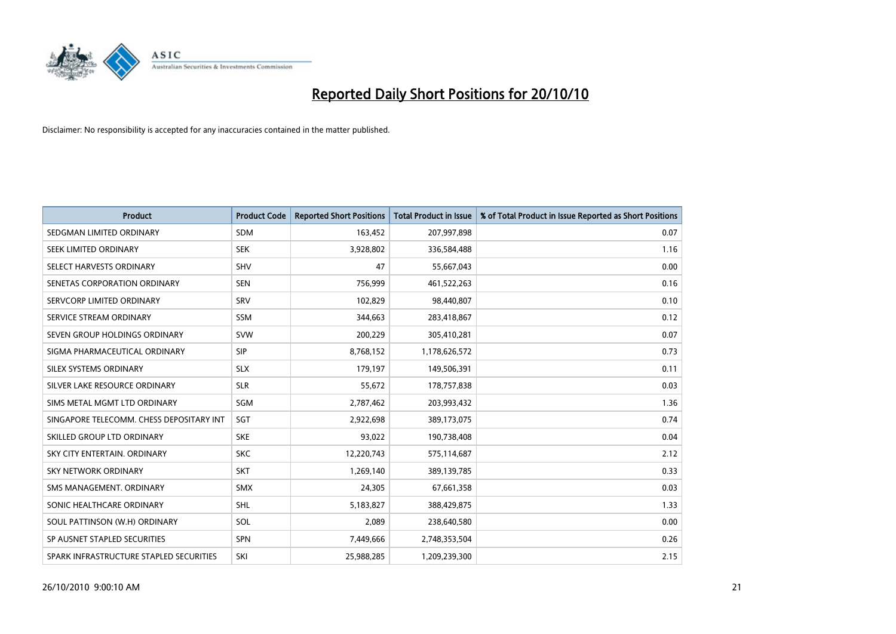# Reported Daily Short Positions for 20/10/10

Disclaimer: No responsibility is accepted for any inaccuracies contained in the matter published.

| Product | Product Code | Reported Short Positions | Total Product in Issue | % of Total Product in Issue Reported as Short Positions |
|---|---|---|---|---|
| SEDGMAN LIMITED ORDINARY | SDM | 163,452 | 207,997,898 | 0.07 |
| SEEK LIMITED ORDINARY | SEK | 3,928,802 | 336,584,488 | 1.16 |
| SELECT HARVESTS ORDINARY | SHV | 47 | 55,667,043 | 0.00 |
| SENETAS CORPORATION ORDINARY | SEN | 756,999 | 461,522,263 | 0.16 |
| SERVCORP LIMITED ORDINARY | SRV | 102,829 | 98,440,807 | 0.10 |
| SERVICE STREAM ORDINARY | SSM | 344,663 | 283,418,867 | 0.12 |
| SEVEN GROUP HOLDINGS ORDINARY | SVW | 200,229 | 305,410,281 | 0.07 |
| SIGMA PHARMACEUTICAL ORDINARY | SIP | 8,768,152 | 1,178,626,572 | 0.73 |
| SILEX SYSTEMS ORDINARY | SLX | 179,197 | 149,506,391 | 0.11 |
| SILVER LAKE RESOURCE ORDINARY | SLR | 55,672 | 178,757,838 | 0.03 |
| SIMS METAL MGMT LTD ORDINARY | SGM | 2,787,462 | 203,993,432 | 1.36 |
| SINGAPORE TELECOMM. CHESS DEPOSITARY INT | SGT | 2,922,698 | 389,173,075 | 0.74 |
| SKILLED GROUP LTD ORDINARY | SKE | 93,022 | 190,738,408 | 0.04 |
| SKY CITY ENTERTAIN. ORDINARY | SKC | 12,220,743 | 575,114,687 | 2.12 |
| SKY NETWORK ORDINARY | SKT | 1,269,140 | 389,139,785 | 0.33 |
| SMS MANAGEMENT. ORDINARY | SMX | 24,305 | 67,661,358 | 0.03 |
| SONIC HEALTHCARE ORDINARY | SHL | 5,183,827 | 388,429,875 | 1.33 |
| SOUL PATTINSON (W.H) ORDINARY | SOL | 2,089 | 238,640,580 | 0.00 |
| SP AUSNET STAPLED SECURITIES | SPN | 7,449,666 | 2,748,353,504 | 0.26 |
| SPARK INFRASTRUCTURE STAPLED SECURITIES | SKI | 25,988,285 | 1,209,239,300 | 2.15 |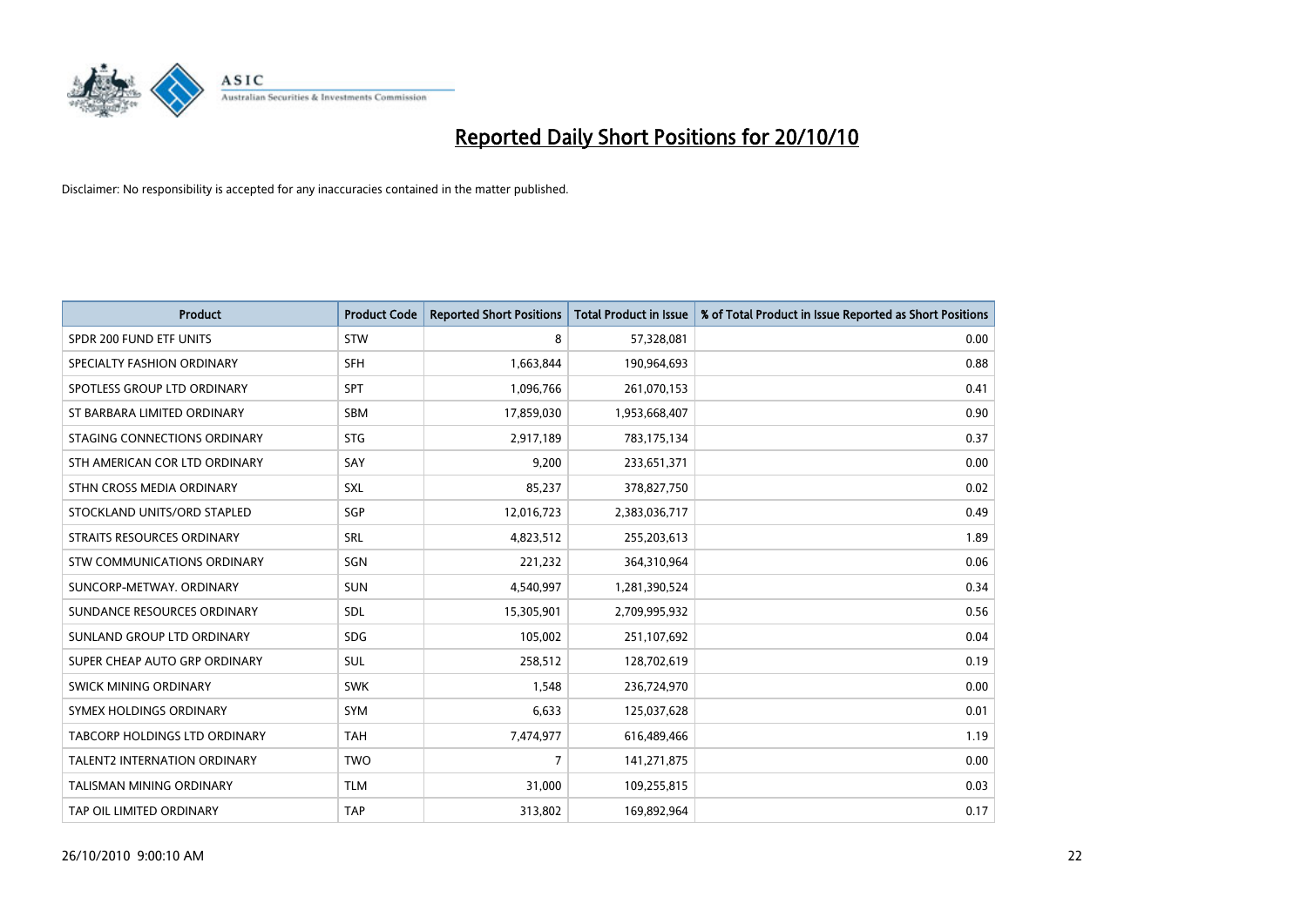# Reported Daily Short Positions for 20/10/10

Disclaimer: No responsibility is accepted for any inaccuracies contained in the matter published.

| Product | Product Code | Reported Short Positions | Total Product in Issue | % of Total Product in Issue Reported as Short Positions |
|---|---|---|---|---|
| SPDR 200 FUND ETF UNITS | STW | 8 | 57,328,081 | 0.00 |
| SPECIALTY FASHION ORDINARY | SFH | 1,663,844 | 190,964,693 | 0.88 |
| SPOTLESS GROUP LTD ORDINARY | SPT | 1,096,766 | 261,070,153 | 0.41 |
| ST BARBARA LIMITED ORDINARY | SBM | 17,859,030 | 1,953,668,407 | 0.90 |
| STAGING CONNECTIONS ORDINARY | STG | 2,917,189 | 783,175,134 | 0.37 |
| STH AMERICAN COR LTD ORDINARY | SAY | 9,200 | 233,651,371 | 0.00 |
| STHN CROSS MEDIA ORDINARY | SXL | 85,237 | 378,827,750 | 0.02 |
| STOCKLAND UNITS/ORD STAPLED | SGP | 12,016,723 | 2,383,036,717 | 0.49 |
| STRAITS RESOURCES ORDINARY | SRL | 4,823,512 | 255,203,613 | 1.89 |
| STW COMMUNICATIONS ORDINARY | SGN | 221,232 | 364,310,964 | 0.06 |
| SUNCORP-METWAY. ORDINARY | SUN | 4,540,997 | 1,281,390,524 | 0.34 |
| SUNDANCE RESOURCES ORDINARY | SDL | 15,305,901 | 2,709,995,932 | 0.56 |
| SUNLAND GROUP LTD ORDINARY | SDG | 105,002 | 251,107,692 | 0.04 |
| SUPER CHEAP AUTO GRP ORDINARY | SUL | 258,512 | 128,702,619 | 0.19 |
| SWICK MINING ORDINARY | SWK | 1,548 | 236,724,970 | 0.00 |
| SYMEX HOLDINGS ORDINARY | SYM | 6,633 | 125,037,628 | 0.01 |
| TABCORP HOLDINGS LTD ORDINARY | TAH | 7,474,977 | 616,489,466 | 1.19 |
| TALENT2 INTERNATION ORDINARY | TWO | 7 | 141,271,875 | 0.00 |
| TALISMAN MINING ORDINARY | TLM | 31,000 | 109,255,815 | 0.03 |
| TAP OIL LIMITED ORDINARY | TAP | 313,802 | 169,892,964 | 0.17 |

26/10/2010 9:00:10 AM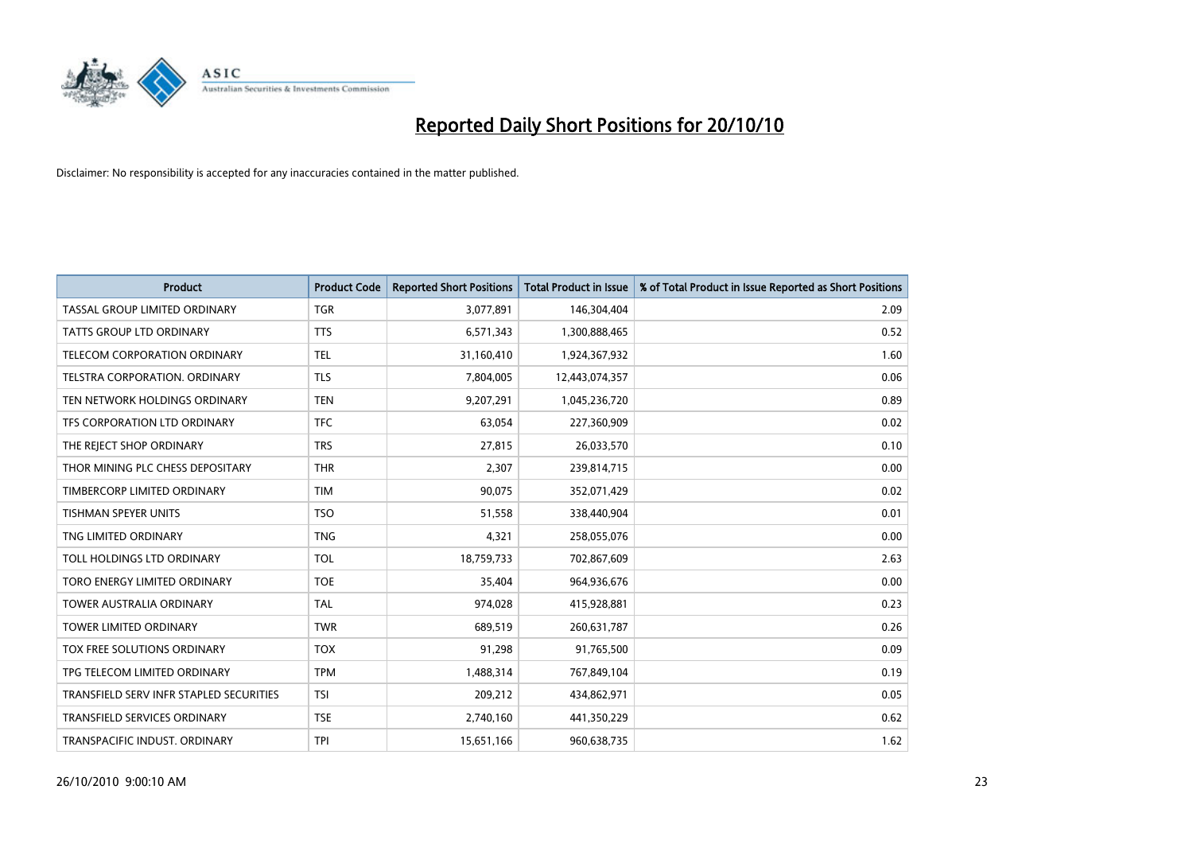# Reported Daily Short Positions for 20/10/10

Disclaimer: No responsibility is accepted for any inaccuracies contained in the matter published.

| Product | Product Code | Reported Short Positions | Total Product in Issue | % of Total Product in Issue Reported as Short Positions |
|---|---|---|---|---|
| TASSAL GROUP LIMITED ORDINARY | TGR | 3,077,891 | 146,304,404 | 2.09 |
| TATTS GROUP LTD ORDINARY | TTS | 6,571,343 | 1,300,888,465 | 0.52 |
| TELECOM CORPORATION ORDINARY | TEL | 31,160,410 | 1,924,367,932 | 1.60 |
| TELSTRA CORPORATION. ORDINARY | TLS | 7,804,005 | 12,443,074,357 | 0.06 |
| TEN NETWORK HOLDINGS ORDINARY | TEN | 9,207,291 | 1,045,236,720 | 0.89 |
| TFS CORPORATION LTD ORDINARY | TFC | 63,054 | 227,360,909 | 0.02 |
| THE REJECT SHOP ORDINARY | TRS | 27,815 | 26,033,570 | 0.10 |
| THOR MINING PLC CHESS DEPOSITARY | THR | 2,307 | 239,814,715 | 0.00 |
| TIMBERCORP LIMITED ORDINARY | TIM | 90,075 | 352,071,429 | 0.02 |
| TISHMAN SPEYER UNITS | TSO | 51,558 | 338,440,904 | 0.01 |
| TNG LIMITED ORDINARY | TNG | 4,321 | 258,055,076 | 0.00 |
| TOLL HOLDINGS LTD ORDINARY | TOL | 18,759,733 | 702,867,609 | 2.63 |
| TORO ENERGY LIMITED ORDINARY | TOE | 35,404 | 964,936,676 | 0.00 |
| TOWER AUSTRALIA ORDINARY | TAL | 974,028 | 415,928,881 | 0.23 |
| TOWER LIMITED ORDINARY | TWR | 689,519 | 260,631,787 | 0.26 |
| TOX FREE SOLUTIONS ORDINARY | TOX | 91,298 | 91,765,500 | 0.09 |
| TPG TELECOM LIMITED ORDINARY | TPM | 1,488,314 | 767,849,104 | 0.19 |
| TRANSFIELD SERV INFR STAPLED SECURITIES | TSI | 209,212 | 434,862,971 | 0.05 |
| TRANSFIELD SERVICES ORDINARY | TSE | 2,740,160 | 441,350,229 | 0.62 |
| TRANSPACIFIC INDUST. ORDINARY | TPI | 15,651,166 | 960,638,735 | 1.62 |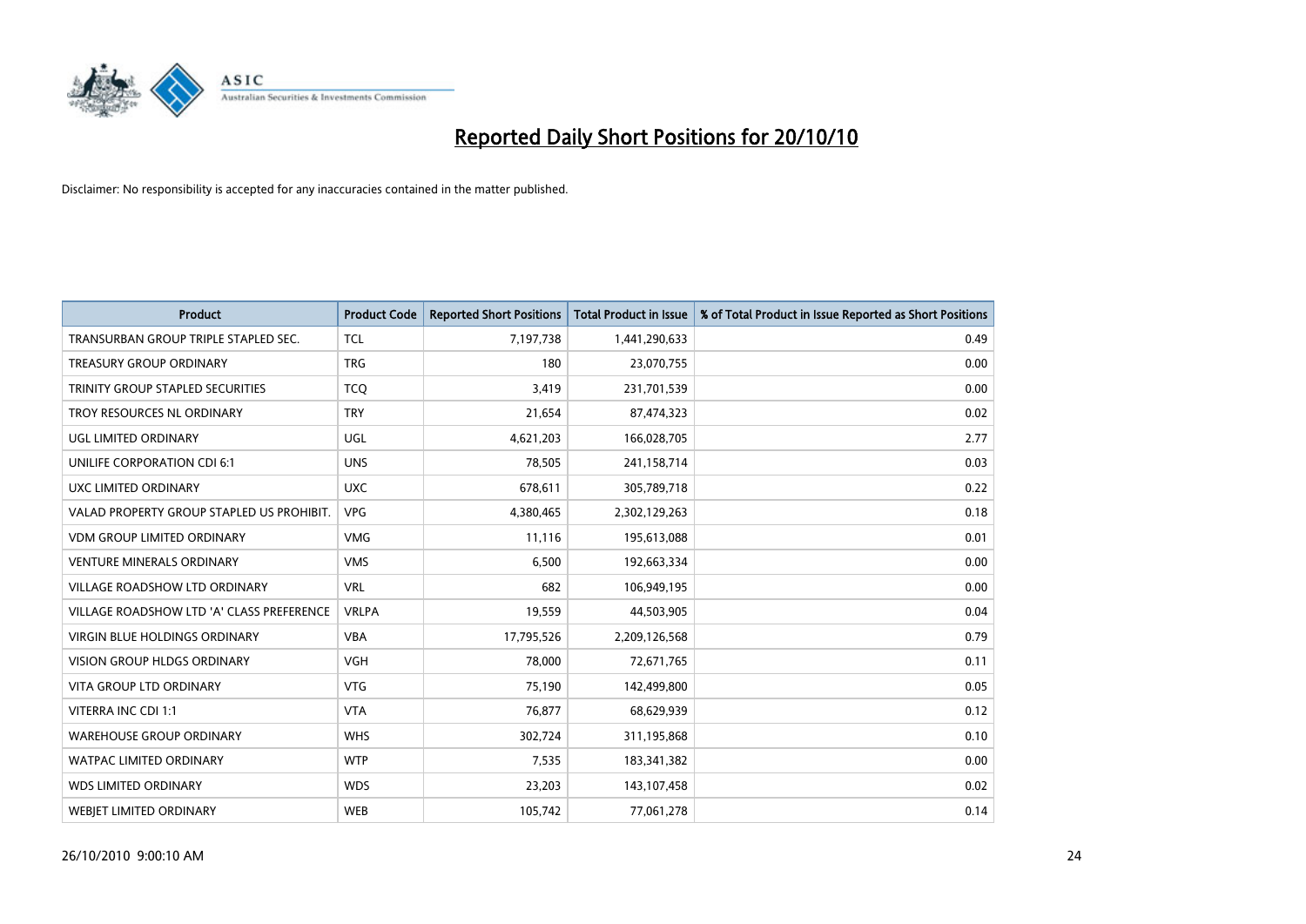# Reported Daily Short Positions for 20/10/10

Disclaimer: No responsibility is accepted for any inaccuracies contained in the matter published.

| Product | Product Code | Reported Short Positions | Total Product in Issue | % of Total Product in Issue Reported as Short Positions |
|---|---|---|---|---|
| TRANSURBAN GROUP TRIPLE STAPLED SEC. | TCL | 7,197,738 | 1,441,290,633 | 0.49 |
| TREASURY GROUP ORDINARY | TRG | 180 | 23,070,755 | 0.00 |
| TRINITY GROUP STAPLED SECURITIES | TCQ | 3,419 | 231,701,539 | 0.00 |
| TROY RESOURCES NL ORDINARY | TRY | 21,654 | 87,474,323 | 0.02 |
| UGL LIMITED ORDINARY | UGL | 4,621,203 | 166,028,705 | 2.77 |
| UNILIFE CORPORATION CDI 6:1 | UNS | 78,505 | 241,158,714 | 0.03 |
| UXC LIMITED ORDINARY | UXC | 678,611 | 305,789,718 | 0.22 |
| VALAD PROPERTY GROUP STAPLED US PROHIBIT. | VPG | 4,380,465 | 2,302,129,263 | 0.18 |
| VDM GROUP LIMITED ORDINARY | VMG | 11,116 | 195,613,088 | 0.01 |
| VENTURE MINERALS ORDINARY | VMS | 6,500 | 192,663,334 | 0.00 |
| VILLAGE ROADSHOW LTD ORDINARY | VRL | 682 | 106,949,195 | 0.00 |
| VILLAGE ROADSHOW LTD 'A' CLASS PREFERENCE | VRLPA | 19,559 | 44,503,905 | 0.04 |
| VIRGIN BLUE HOLDINGS ORDINARY | VBA | 17,795,526 | 2,209,126,568 | 0.79 |
| VISION GROUP HLDGS ORDINARY | VGH | 78,000 | 72,671,765 | 0.11 |
| VITA GROUP LTD ORDINARY | VTG | 75,190 | 142,499,800 | 0.05 |
| VITERRA INC CDI 1:1 | VTA | 76,877 | 68,629,939 | 0.12 |
| WAREHOUSE GROUP ORDINARY | WHS | 302,724 | 311,195,868 | 0.10 |
| WATPAC LIMITED ORDINARY | WTP | 7,535 | 183,341,382 | 0.00 |
| WDS LIMITED ORDINARY | WDS | 23,203 | 143,107,458 | 0.02 |
| WEBJET LIMITED ORDINARY | WEB | 105,742 | 77,061,278 | 0.14 |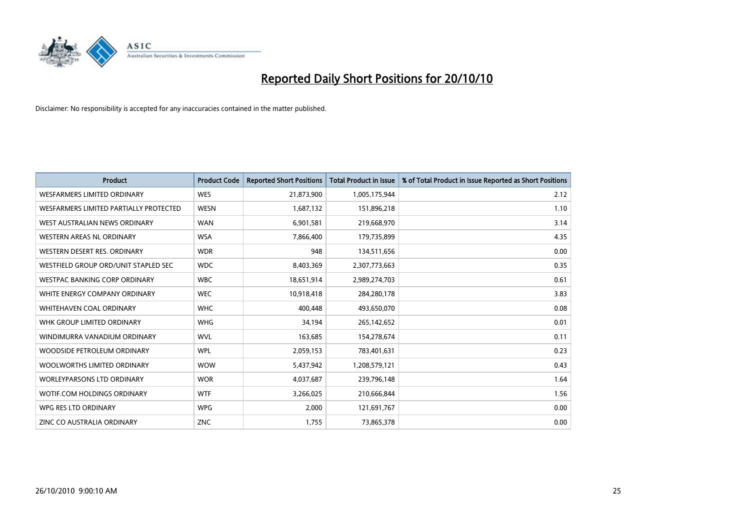# Reported Daily Short Positions for 20/10/10

Disclaimer: No responsibility is accepted for any inaccuracies contained in the matter published.

| Product | Product Code | Reported Short Positions | Total Product in Issue | % of Total Product in Issue Reported as Short Positions |
|---|---|---|---|---|
| WESFARMERS LIMITED ORDINARY | WES | 21,873,900 | 1,005,175,944 | 2.12 |
| WESFARMERS LIMITED PARTIALLY PROTECTED | WESN | 1,687,132 | 151,896,218 | 1.10 |
| WEST AUSTRALIAN NEWS ORDINARY | WAN | 6,901,581 | 219,668,970 | 3.14 |
| WESTERN AREAS NL ORDINARY | WSA | 7,866,400 | 179,735,899 | 4.35 |
| WESTERN DESERT RES. ORDINARY | WDR | 948 | 134,511,656 | 0.00 |
| WESTFIELD GROUP ORD/UNIT STAPLED SEC | WDC | 8,403,369 | 2,307,773,663 | 0.35 |
| WESTPAC BANKING CORP ORDINARY | WBC | 18,651,914 | 2,989,274,703 | 0.61 |
| WHITE ENERGY COMPANY ORDINARY | WEC | 10,918,418 | 284,280,178 | 3.83 |
| WHITEHAVEN COAL ORDINARY | WHC | 400,448 | 493,650,070 | 0.08 |
| WHK GROUP LIMITED ORDINARY | WHG | 34,194 | 265,142,652 | 0.01 |
| WINDIMURRA VANADIUM ORDINARY | WVL | 163,685 | 154,278,674 | 0.11 |
| WOODSIDE PETROLEUM ORDINARY | WPL | 2,059,153 | 783,401,631 | 0.23 |
| WOOLWORTHS LIMITED ORDINARY | WOW | 5,437,942 | 1,208,579,121 | 0.43 |
| WORLEYPARSONS LTD ORDINARY | WOR | 4,037,687 | 239,796,148 | 1.64 |
| WOTIF.COM HOLDINGS ORDINARY | WTF | 3,266,025 | 210,666,844 | 1.56 |
| WPG RES LTD ORDINARY | WPG | 2,000 | 121,691,767 | 0.00 |
| ZINC CO AUSTRALIA ORDINARY | ZNC | 1,755 | 73,865,378 | 0.00 |